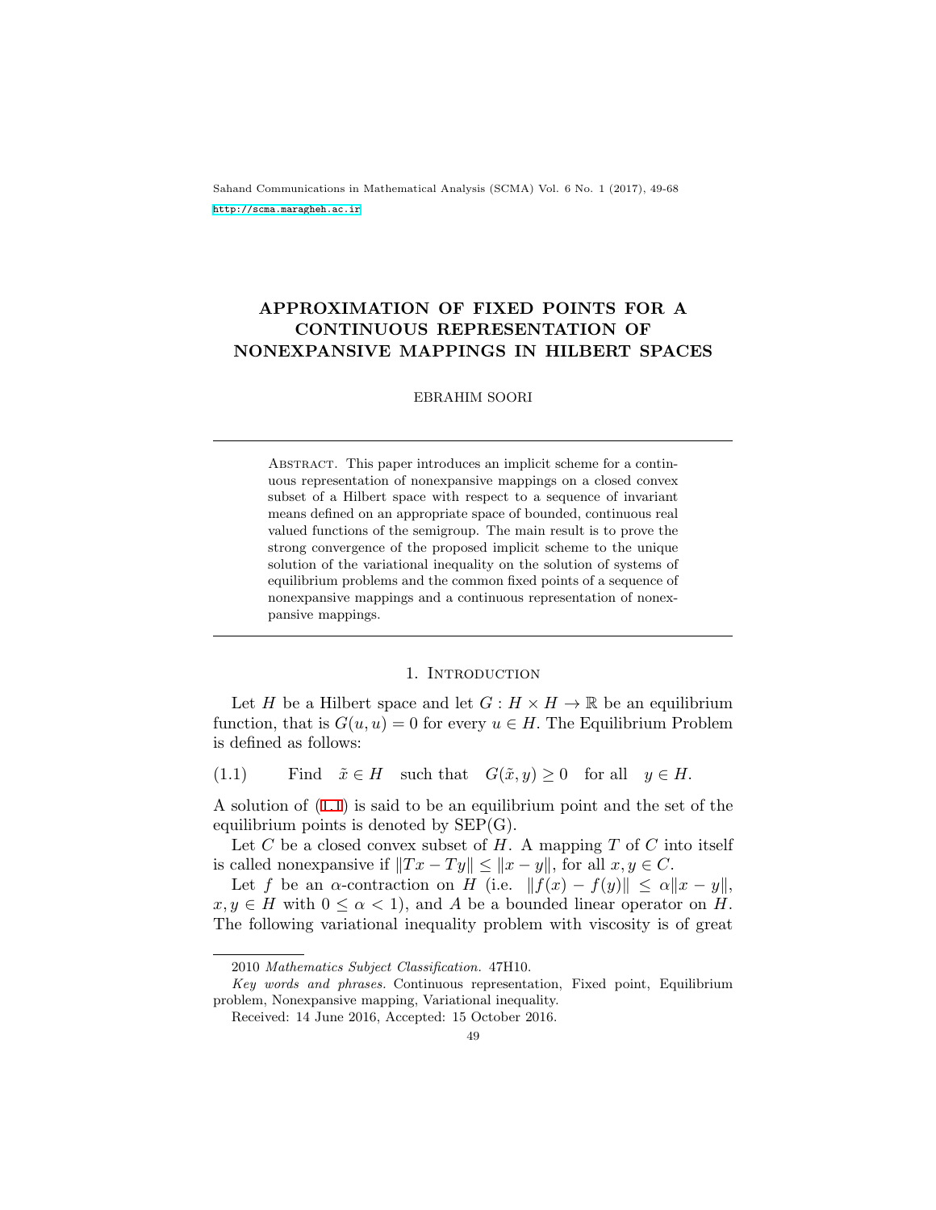# APPROXIMATION OF FIXED POINTS FOR A CONTINUOUS REPRESENTATION OF NONEXPANSIVE MAPPINGS IN HILBERT SPACES

EBRAHIM SOORI

Abstract. This paper introduces an implicit scheme for a continuous representation of nonexpansive mappings on a closed convex subset of a Hilbert space with respect to a sequence of invariant means defined on an appropriate space of bounded, continuous real valued functions of the semigroup. The main result is to prove the strong convergence of the proposed implicit scheme to the unique solution of the variational inequality on the solution of systems of equilibrium problems and the common fixed points of a sequence of nonexpansive mappings and a continuous representation of nonexpansive mappings.

## 1. Introduction

Let $H$ be a Hilbert space and let $G : H \times H \to \mathbb{R}$ be an equilibrium function, that is $G(u, u) = 0$ for every $u \in H$. The Equilibrium Problem is defined as follows:

$$\text{Find} \quad \tilde{x} \in H \quad \text{such that} \quad G(\tilde{x}, y) \geq 0 \quad \text{for all} \quad y \in H. \tag{1.1}$$

A solution of (1.1) is said to be an equilibrium point and the set of the equilibrium points is denoted by SEP(G).

Let $C$ be a closed convex subset of $H$. A mapping $T$ of $C$ into itself is called nonexpansive if $\|Tx - Ty\| \leq \|x - y\|$, for all $x, y \in C$.

Let $f$ be an $\alpha$-contraction on $H$ (i.e. $\|f(x) - f(y)\| \leq \alpha\|x - y\|$, $x, y \in H$ with $0 \leq \alpha < 1$), and $A$ be a bounded linear operator on $H$. The following variational inequality problem with viscosity is of great

2010 *Mathematics Subject Classification.* 47H10.

*Key words and phrases.* Continuous representation, Fixed point, Equilibrium problem, Nonexpansive mapping, Variational inequality.

Received: 14 June 2016, Accepted: 15 October 2016.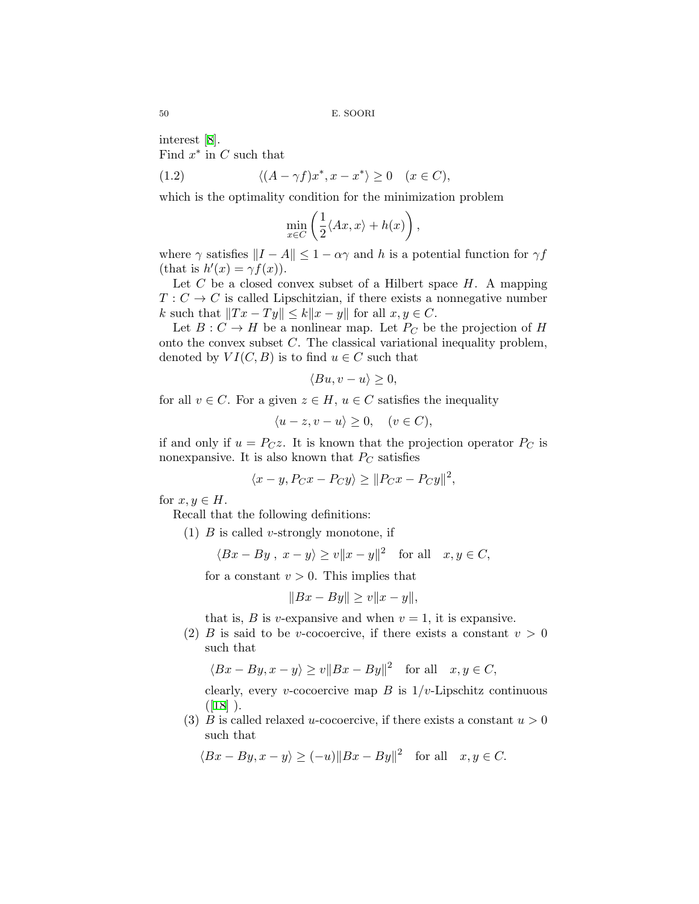interest [8].
Find $x^*$ in $C$ such that

$$\langle (A-\gamma f)x^*, x-x^*\rangle \geq 0 \quad (x\in C), \tag{1.2}$$

which is the optimality condition for the minimization problem

$$\min_{x\in C}\left(\frac{1}{2}\langle Ax,x\rangle + h(x)\right),$$

where $\gamma$ satisfies $\|I-A\| \leq 1-\alpha\gamma$ and $h$ is a potential function for $\gamma f$ (that is $h'(x) = \gamma f(x)$).

Let $C$ be a closed convex subset of a Hilbert space $H$. A mapping $T : C \to C$ is called Lipschitzian, if there exists a nonnegative number $k$ such that $\|Tx - Ty\| \leq k\|x-y\|$ for all $x, y \in C$.

Let $B : C \to H$ be a nonlinear map. Let $P_C$ be the projection of $H$ onto the convex subset $C$. The classical variational inequality problem, denoted by $VI(C, B)$ is to find $u \in C$ such that

$$\langle Bu, v-u\rangle \geq 0,$$

for all $v \in C$. For a given $z \in H$, $u \in C$ satisfies the inequality

$$\langle u-z, v-u\rangle \geq 0, \quad (v\in C),$$

if and only if $u = P_C z$. It is known that the projection operator $P_C$ is nonexpansive. It is also known that $P_C$ satisfies

$$\langle x-y, P_C x - P_C y\rangle \geq \|P_C x - P_C y\|^2,$$

for $x, y \in H$.

Recall that the following definitions:

(1) $B$ is called $v$-strongly monotone, if

$$\langle Bx - By\ ,\ x-y\rangle \geq v\|x-y\|^2 \quad \text{for all} \quad x,y\in C,$$

for a constant $v > 0$. This implies that

$$\|Bx - By\| \geq v\|x-y\|,$$

that is, $B$ is $v$-expansive and when $v = 1$, it is expansive.

(2) $B$ is said to be $v$-cocoercive, if there exists a constant $v > 0$ such that

$$\langle Bx - By, x-y\rangle \geq v\|Bx-By\|^2 \quad \text{for all} \quad x,y\in C,$$

clearly, every $v$-cocoercive map $B$ is $1/v$-Lipschitz continuous ([18] ).

(3) $B$ is called relaxed $u$-cocoercive, if there exists a constant $u > 0$ such that

$$\langle Bx - By, x-y\rangle \geq (-u)\|Bx-By\|^2 \quad \text{for all} \quad x,y\in C.$$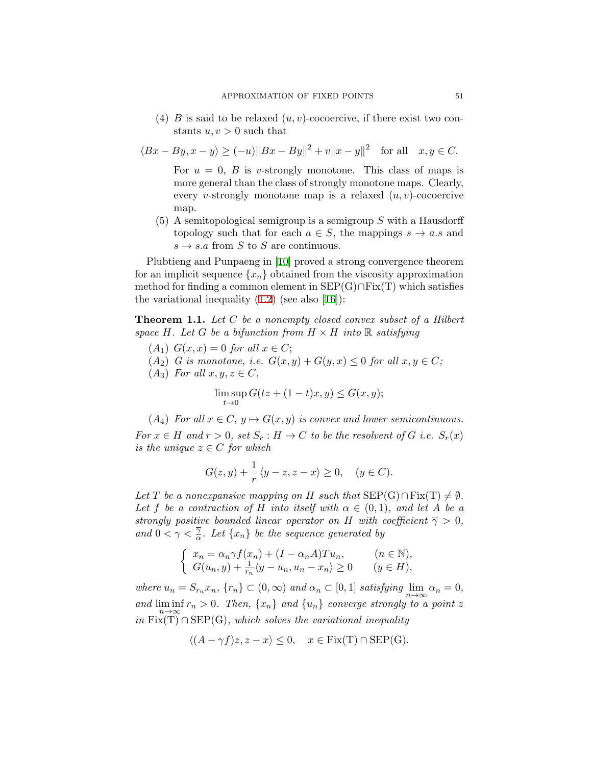(4) $B$ is said to be relaxed $(u, v)$-cocoercive, if there exist two constants $u, v > 0$ such that

$$\langle Bx - By, x - y\rangle \geq (-u)\|Bx - By\|^2 + v\|x - y\|^2 \quad \text{for all} \quad x, y \in C.$$

For $u = 0$, $B$ is $v$-strongly monotone. This class of maps is more general than the class of strongly monotone maps. Clearly, every $v$-strongly monotone map is a relaxed $(u, v)$-cocoercive map.

(5) A semitopological semigroup is a semigroup $S$ with a Hausdorff topology such that for each $a \in S$, the mappings $s \to a.s$ and $s \to s.a$ from $S$ to $S$ are continuous.

Plubtieng and Punpaeng in [10] proved a strong convergence theorem for an implicit sequence $\{x_n\}$ obtained from the viscosity approximation method for finding a common element in $\mathrm{SEP(G)} \cap \mathrm{Fix(T)}$ which satisfies the variational inequality (1.2) (see also [16]):

**Theorem 1.1.** *Let $C$ be a nonempty closed convex subset of a Hilbert space $H$. Let $G$ be a bifunction from $H \times H$ into $\mathbb{R}$ satisfying*

$(A_1)$ *$G(x, x) = 0$ for all $x \in C$;*

$(A_2)$ *$G$ is monotone, i.e. $G(x, y) + G(y, x) \leq 0$ for all $x, y \in C$;*

$(A_3)$ *For all $x, y, z \in C$,*

$$\limsup_{t \to 0} G(tz + (1 - t)x, y) \leq G(x, y);$$

$(A_4)$ *For all $x \in C$, $y \mapsto G(x, y)$ is convex and lower semicontinuous.*

*For $x \in H$ and $r > 0$, set $S_r : H \to C$ to be the resolvent of $G$ i.e. $S_r(x)$ is the unique $z \in C$ for which*

$$G(z, y) + \frac{1}{r}\langle y - z, z - x\rangle \geq 0, \quad (y \in C).$$

*Let $T$ be a nonexpansive mapping on $H$ such that $\mathrm{SEP(G)} \cap \mathrm{Fix(T)} \neq \emptyset$. Let $f$ be a contraction of $H$ into itself with $\alpha \in (0, 1)$, and let $A$ be a strongly positive bounded linear operator on $H$ with coefficient $\overline{\gamma} > 0$, and $0 < \gamma < \frac{\overline{\gamma}}{\alpha}$. Let $\{x_n\}$ be the sequence generated by*

$$\begin{cases} x_n = \alpha_n \gamma f(x_n) + (I - \alpha_n A)Tu_n, & (n \in \mathbb{N}), \\ G(u_n, y) + \frac{1}{r_n}\langle y - u_n, u_n - x_n\rangle \geq 0 & (y \in H), \end{cases}$$

*where $u_n = S_{r_n} x_n$, $\{r_n\} \subset (0, \infty)$ and $\alpha_n \subset [0, 1]$ satisfying $\lim_{n\to\infty} \alpha_n = 0$, and $\liminf_{n\to\infty} r_n > 0$. Then, $\{x_n\}$ and $\{u_n\}$ converge strongly to a point $z$ in $\mathrm{Fix(T)} \cap \mathrm{SEP(G)}$, which solves the variational inequality*

$$\langle (A - \gamma f)z, z - x\rangle \leq 0, \quad x \in \mathrm{Fix(T)} \cap \mathrm{SEP(G)}.$$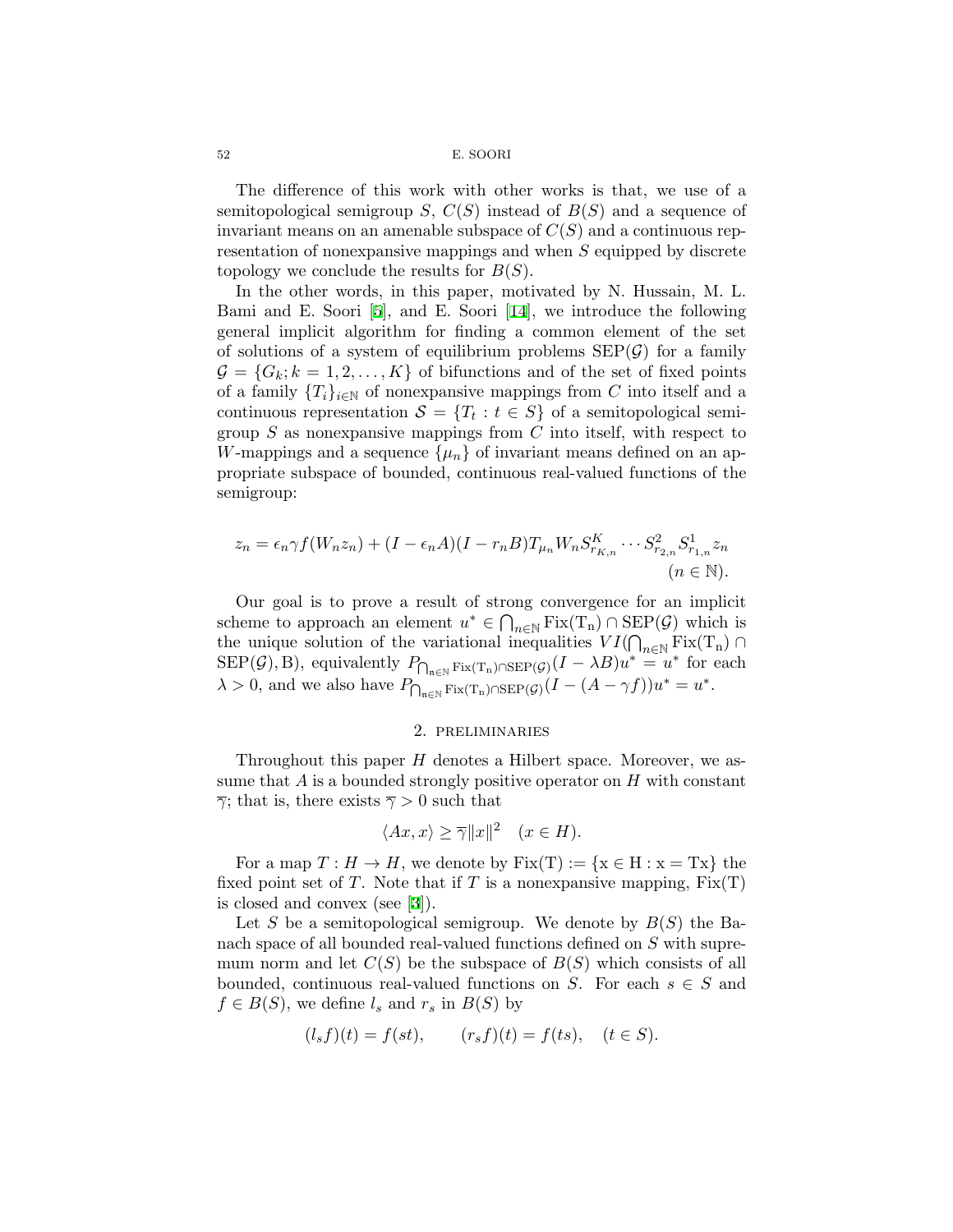The difference of this work with other works is that, we use of a semitopological semigroup $S$, $C(S)$ instead of $B(S)$ and a sequence of invariant means on an amenable subspace of $C(S)$ and a continuous representation of nonexpansive mappings and when $S$ equipped by discrete topology we conclude the results for $B(S)$.

In the other words, in this paper, motivated by N. Hussain, M. L. Bami and E. Soori [5], and E. Soori [14], we introduce the following general implicit algorithm for finding a common element of the set of solutions of a system of equilibrium problems $\mathrm{SEP}(\mathcal{G})$ for a family $\mathcal{G} = \{G_k; k = 1, 2, \ldots, K\}$ of bifunctions and of the set of fixed points of a family $\{T_i\}_{i\in\mathbb{N}}$ of nonexpansive mappings from $C$ into itself and a continuous representation $\mathcal{S} = \{T_t : t \in S\}$ of a semitopological semigroup $S$ as nonexpansive mappings from $C$ into itself, with respect to $W$-mappings and a sequence $\{\mu_n\}$ of invariant means defined on an appropriate subspace of bounded, continuous real-valued functions of the semigroup:

$$z_n = \epsilon_n \gamma f(W_n z_n) + (I - \epsilon_n A)(I - r_n B)T_{\mu_n} W_n S^K_{r_{K,n}} \cdots S^2_{r_{2,n}} S^1_{r_{1,n}} z_n \quad (n \in \mathbb{N}).$$

Our goal is to prove a result of strong convergence for an implicit scheme to approach an element $u^* \in \bigcap_{n\in\mathbb{N}} \mathrm{Fix(T_n)} \cap \mathrm{SEP}(\mathcal{G})$ which is the unique solution of the variational inequalities $VI(\bigcap_{n\in\mathbb{N}} \mathrm{Fix(T_n)} \cap \mathrm{SEP}(\mathcal{G}), \mathrm{B})$, equivalently $P_{\bigcap_{n\in\mathbb{N}} \mathrm{Fix(T_n)} \cap \mathrm{SEP}(\mathcal{G})}(I - \lambda B)u^* = u^*$ for each $\lambda > 0$, and we also have $P_{\bigcap_{n\in\mathbb{N}} \mathrm{Fix(T_n)} \cap \mathrm{SEP}(\mathcal{G})}(I - (A - \gamma f))u^* = u^*$.

## 2. preliminaries

Throughout this paper $H$ denotes a Hilbert space. Moreover, we assume that $A$ is a bounded strongly positive operator on $H$ with constant $\overline{\gamma}$; that is, there exists $\overline{\gamma} > 0$ such that

$$\langle Ax, x\rangle \geq \overline{\gamma}\|x\|^2 \quad (x \in H).$$

For a map $T : H \to H$, we denote by $\mathrm{Fix(T)} := \{\mathrm{x \in H : x = Tx}\}$ the fixed point set of $T$. Note that if $T$ is a nonexpansive mapping, $\mathrm{Fix(T)}$ is closed and convex (see [3]).

Let $S$ be a semitopological semigroup. We denote by $B(S)$ the Banach space of all bounded real-valued functions defined on $S$ with supremum norm and let $C(S)$ be the subspace of $B(S)$ which consists of all bounded, continuous real-valued functions on $S$. For each $s \in S$ and $f \in B(S)$, we define $l_s$ and $r_s$ in $B(S)$ by

$$(l_s f)(t) = f(st), \qquad (r_s f)(t) = f(ts), \quad (t \in S).$$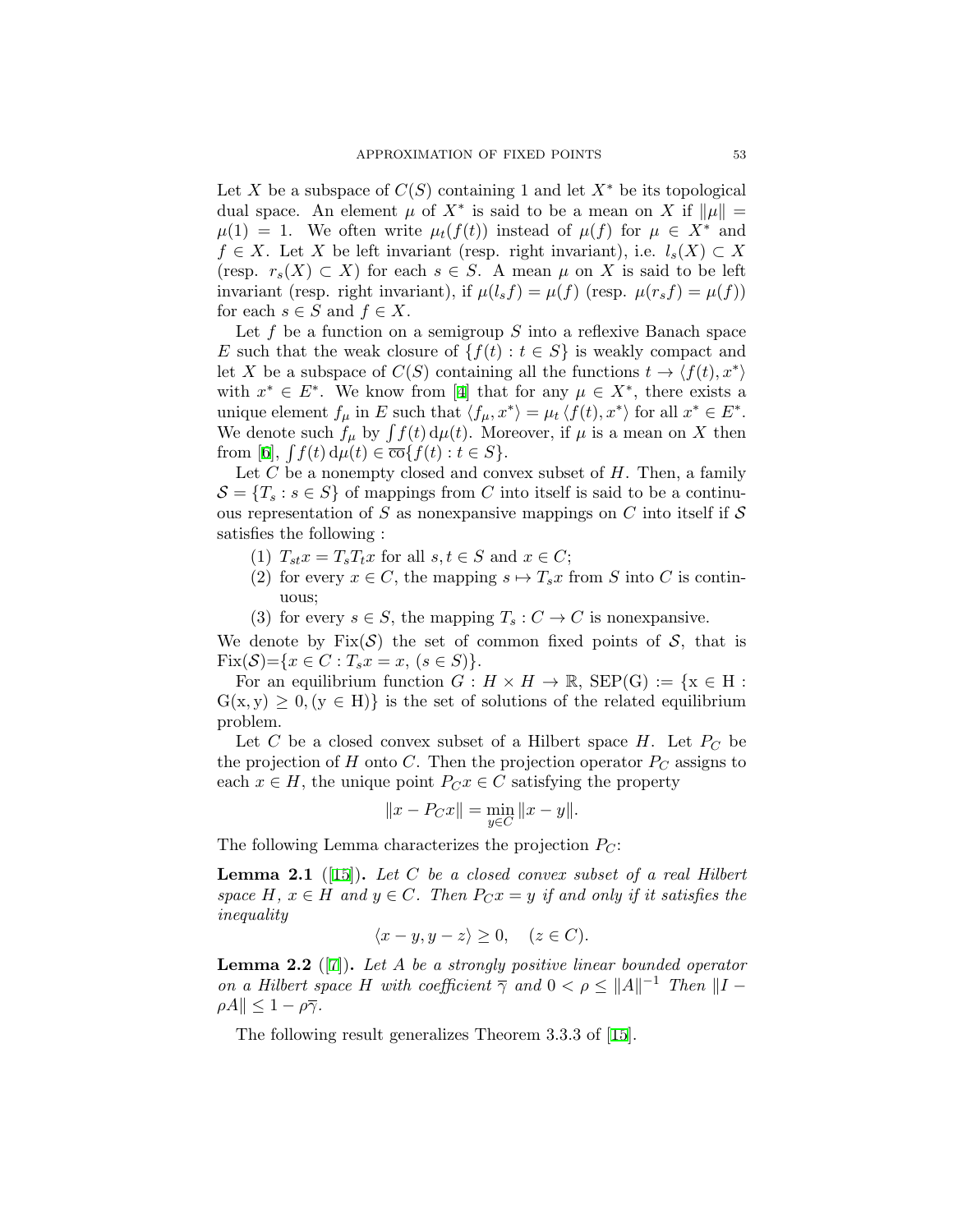Let $X$ be a subspace of $C(S)$ containing 1 and let $X^*$ be its topological dual space. An element $\mu$ of $X^*$ is said to be a mean on $X$ if $\|\mu\| = \mu(1) = 1$. We often write $\mu_t(f(t))$ instead of $\mu(f)$ for $\mu \in X^*$ and $f \in X$. Let $X$ be left invariant (resp. right invariant), i.e. $l_s(X) \subset X$ (resp. $r_s(X) \subset X$) for each $s \in S$. A mean $\mu$ on $X$ is said to be left invariant (resp. right invariant), if $\mu(l_s f) = \mu(f)$ (resp. $\mu(r_s f) = \mu(f)$) for each $s \in S$ and $f \in X$.

Let $f$ be a function on a semigroup $S$ into a reflexive Banach space $E$ such that the weak closure of $\{f(t) : t \in S\}$ is weakly compact and let $X$ be a subspace of $C(S)$ containing all the functions $t \to \langle f(t), x^* \rangle$ with $x^* \in E^*$. We know from [4] that for any $\mu \in X^*$, there exists a unique element $f_\mu$ in $E$ such that $\langle f_\mu, x^* \rangle = \mu_t \langle f(t), x^* \rangle$ for all $x^* \in E^*$. We denote such $f_\mu$ by $\int f(t)\, \mathrm{d}\mu(t)$. Moreover, if $\mu$ is a mean on $X$ then from [6], $\int f(t)\, \mathrm{d}\mu(t) \in \overline{\mathrm{co}}\{f(t) : t \in S\}$.

Let $C$ be a nonempty closed and convex subset of $H$. Then, a family $\mathcal{S} = \{T_s : s \in S\}$ of mappings from $C$ into itself is said to be a continuous representation of $S$ as nonexpansive mappings on $C$ into itself if $\mathcal{S}$ satisfies the following :

1. $T_{st}x = T_s T_t x$ for all $s, t \in S$ and $x \in C$;
2. for every $x \in C$, the mapping $s \mapsto T_s x$ from $S$ into $C$ is continuous;
3. for every $s \in S$, the mapping $T_s : C \to C$ is nonexpansive.

We denote by $\mathrm{Fix}(\mathcal{S})$ the set of common fixed points of $\mathcal{S}$, that is $\mathrm{Fix}(\mathcal{S})=\{x \in C : T_s x = x, (s \in S)\}$.

For an equilibrium function $G : H \times H \to \mathbb{R}$, $\mathrm{SEP(G)} := \{\mathrm{x} \in \mathrm{H} : \mathrm{G(x,y)} \geq 0, (\mathrm{y} \in \mathrm{H})\}$ is the set of solutions of the related equilibrium problem.

Let $C$ be a closed convex subset of a Hilbert space $H$. Let $P_C$ be the projection of $H$ onto $C$. Then the projection operator $P_C$ assigns to each $x \in H$, the unique point $P_C x \in C$ satisfying the property

$$\|x - P_C x\| = \min_{y \in C} \|x - y\|.$$

The following Lemma characterizes the projection $P_C$:

**Lemma 2.1** ([15]). *Let $C$ be a closed convex subset of a real Hilbert space $H$, $x \in H$ and $y \in C$. Then $P_C x = y$ if and only if it satisfies the inequality*

$$\langle x - y, y - z \rangle \geq 0, \quad (z \in C).$$

**Lemma 2.2** ([7]). *Let $A$ be a strongly positive linear bounded operator on a Hilbert space $H$ with coefficient $\overline{\gamma}$ and $0 < \rho \leq \|A\|^{-1}$ Then $\|I - \rho A\| \leq 1 - \rho\overline{\gamma}$.*

The following result generalizes Theorem 3.3.3 of [15].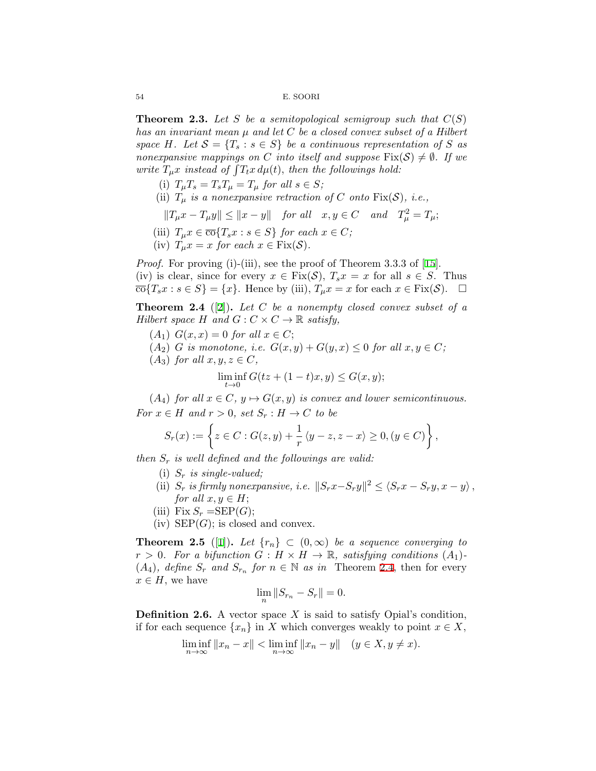**Theorem 2.3.** *Let $S$ be a semitopological semigroup such that $C(S)$ has an invariant mean $\mu$ and let $C$ be a closed convex subset of a Hilbert space $H$. Let $\mathcal{S} = \{T_s : s \in S\}$ be a continuous representation of $S$ as nonexpansive mappings on $C$ into itself and suppose $\mathrm{Fix}(\mathcal{S}) \neq \emptyset$. If we write $T_\mu x$ instead of $\int T_t x \, d\mu(t)$, then the followings hold:*

- (i) *$T_\mu T_s = T_s T_\mu = T_\mu$ for all $s \in S$;*
- (ii) *$T_\mu$ is a nonexpansive retraction of $C$ onto $\mathrm{Fix}(\mathcal{S})$, i.e.,*

$$\|T_\mu x - T_\mu y\| \leq \|x - y\| \quad \text{for all} \quad x, y \in C \quad \text{and} \quad T_\mu^2 = T_\mu;$$

- (iii) *$T_\mu x \in \overline{\mathrm{co}}\{T_s x : s \in S\}$ for each $x \in C$;*
- (iv) *$T_\mu x = x$ for each $x \in \mathrm{Fix}(\mathcal{S})$.*

*Proof.* For proving (i)-(iii), see the proof of Theorem 3.3.3 of [15]. (iv) is clear, since for every $x \in \mathrm{Fix}(\mathcal{S})$, $T_s x = x$ for all $s \in S$. Thus $\overline{\mathrm{co}}\{T_s x : s \in S\} = \{x\}$. Hence by (iii), $T_\mu x = x$ for each $x \in \mathrm{Fix}(\mathcal{S})$. $\square$

**Theorem 2.4** ([2]). *Let $C$ be a nonempty closed convex subset of a Hilbert space $H$ and $G : C \times C \to \mathbb{R}$ satisfy,*

- ($A_1$) *$G(x, x) = 0$ for all $x \in C$;*
- ($A_2$) *$G$ is monotone, i.e. $G(x, y) + G(y, x) \leq 0$ for all $x, y \in C$;*
- ($A_3$) *for all $x, y, z \in C$,*

$$\liminf_{t \to 0} G(tz + (1 - t)x, y) \leq G(x, y);$$

- ($A_4$) *for all $x \in C$, $y \mapsto G(x, y)$ is convex and lower semicontinuous.*

*For $x \in H$ and $r > 0$, set $S_r : H \to C$ to be*

$$S_r(x) := \left\{ z \in C : G(z, y) + \frac{1}{r} \langle y - z, z - x \rangle \geq 0, (y \in C) \right\},$$

*then $S_r$ is well defined and the followings are valid:*

- (i) *$S_r$ is single-valued;*
- (ii) *$S_r$ is firmly nonexpansive, i.e. $\|S_r x - S_r y\|^2 \leq \langle S_r x - S_r y, x - y \rangle$, for all $x, y \in H$;*
- (iii) Fix $S_r$ =SEP$(G)$;
- (iv) SEP$(G)$; is closed and convex.

**Theorem 2.5** ([1]). *Let $\{r_n\} \subset (0, \infty)$ be a sequence converging to $r > 0$. For a bifunction $G : H \times H \to \mathbb{R}$, satisfying conditions ($A_1$)-($A_4$), define $S_r$ and $S_{r_n}$ for $n \in \mathbb{N}$ as in* Theorem 2.4, then for every $x \in H$, we have

$$\lim_n \|S_{r_n} - S_r\| = 0.$$

**Definition 2.6.** A vector space $X$ is said to satisfy Opial's condition, if for each sequence $\{x_n\}$ in $X$ which converges weakly to point $x \in X$,

$$\liminf_{n \to \infty} \|x_n - x\| < \liminf_{n \to \infty} \|x_n - y\| \quad (y \in X, y \neq x).$$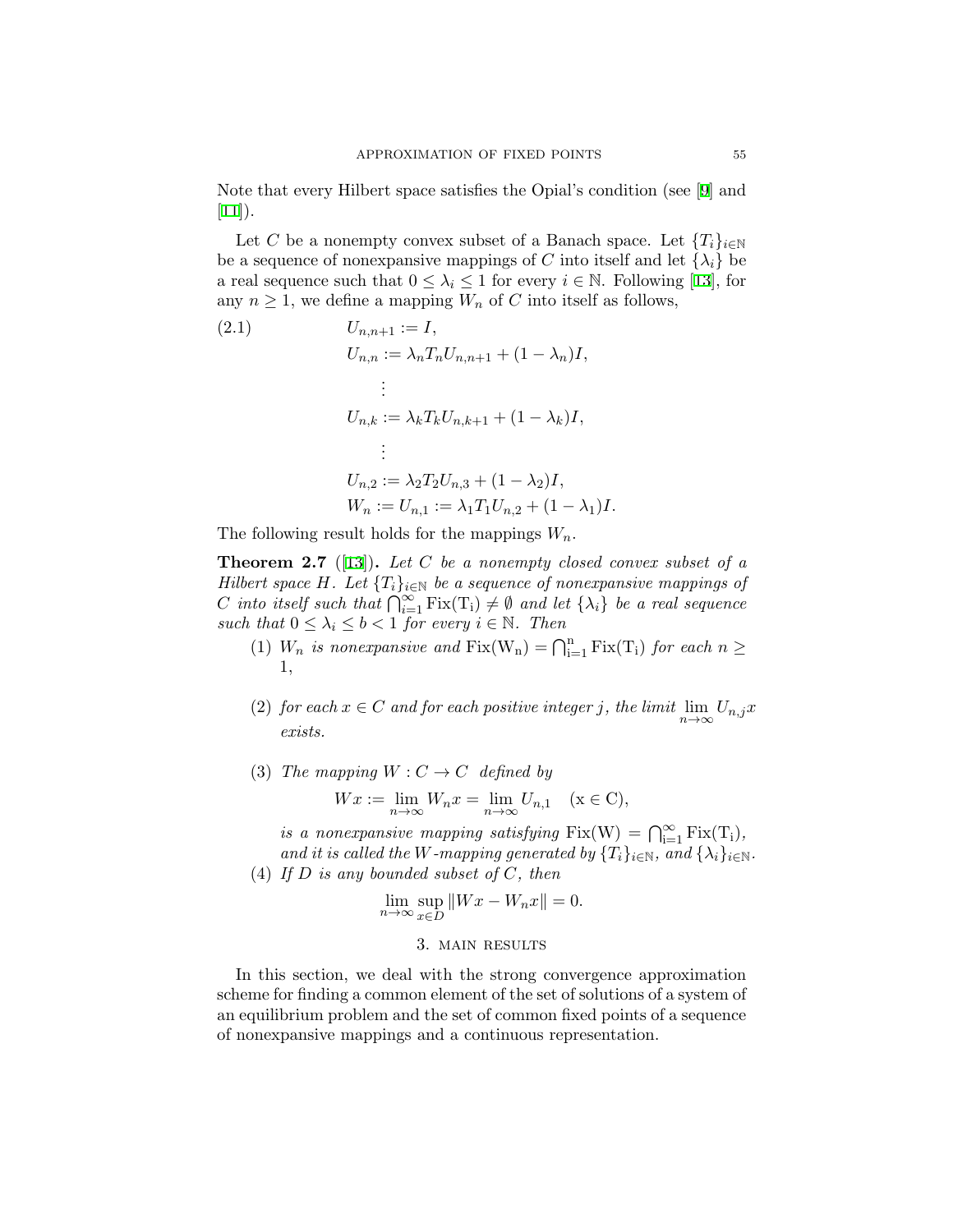Note that every Hilbert space satisfies the Opial's condition (see [9] and [11]).

Let $C$ be a nonempty convex subset of a Banach space. Let $\{T_i\}_{i\in\mathbb{N}}$ be a sequence of nonexpansive mappings of $C$ into itself and let $\{\lambda_i\}$ be a real sequence such that $0 \le \lambda_i \le 1$ for every $i \in \mathbb{N}$. Following [13], for any $n \ge 1$, we define a mapping $W_n$ of $C$ into itself as follows,

$$
\begin{aligned}
U_{n,n+1} &:= I, \\
U_{n,n} &:= \lambda_n T_n U_{n,n+1} + (1-\lambda_n)I, \\
&\ \ \vdots \\
U_{n,k} &:= \lambda_k T_k U_{n,k+1} + (1-\lambda_k)I, \\
&\ \ \vdots \\
U_{n,2} &:= \lambda_2 T_2 U_{n,3} + (1-\lambda_2)I, \\
W_n := U_{n,1} &:= \lambda_1 T_1 U_{n,2} + (1-\lambda_1)I.
\end{aligned} \tag{2.1}
$$

The following result holds for the mappings $W_n$.

**Theorem 2.7** ([13]). *Let $C$ be a nonempty closed convex subset of a Hilbert space $H$. Let $\{T_i\}_{i\in\mathbb{N}}$ be a sequence of nonexpansive mappings of $C$ into itself such that $\bigcap_{i=1}^{\infty} \mathrm{Fix}(T_i) \neq \emptyset$ and let $\{\lambda_i\}$ be a real sequence such that $0 \le \lambda_i \le b < 1$ for every $i \in \mathbb{N}$. Then*

1. *$W_n$ is nonexpansive and $\mathrm{Fix}(W_n) = \bigcap_{i=1}^{n} \mathrm{Fix}(T_i)$ for each $n \ge 1$,*
2. *for each $x \in C$ and for each positive integer $j$, the limit $\lim_{n\to\infty} U_{n,j}x$ exists.*
3. *The mapping $W : C \to C$ defined by*
$$Wx := \lim_{n\to\infty} W_n x = \lim_{n\to\infty} U_{n,1} \quad (x \in C),$$
*is a nonexpansive mapping satisfying $\mathrm{Fix}(W) = \bigcap_{i=1}^{\infty} \mathrm{Fix}(T_i)$, and it is called the $W$-mapping generated by $\{T_i\}_{i\in\mathbb{N}}$, and $\{\lambda_i\}_{i\in\mathbb{N}}$.*
4. *If $D$ is any bounded subset of $C$, then*
$$\lim_{n\to\infty} \sup_{x\in D} \|Wx - W_n x\| = 0.$$

## 3. Main results

In this section, we deal with the strong convergence approximation scheme for finding a common element of the set of solutions of a system of an equilibrium problem and the set of common fixed points of a sequence of nonexpansive mappings and a continuous representation.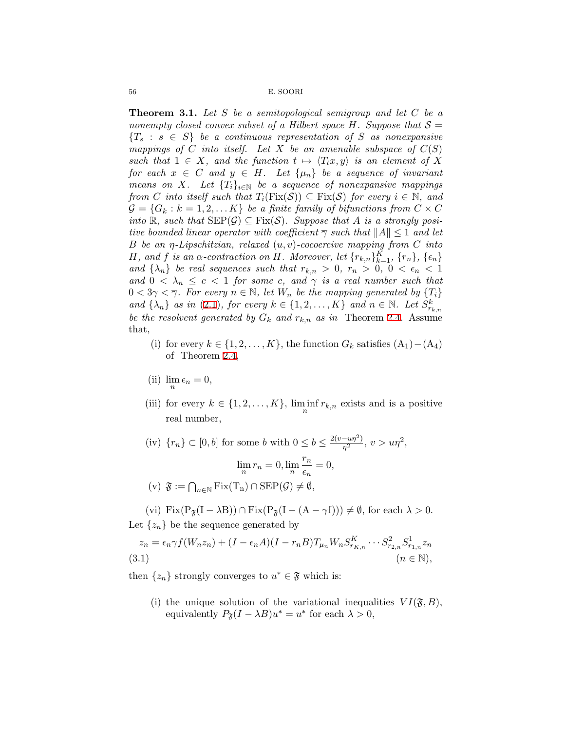**Theorem 3.1.** *Let $S$ be a semitopological semigroup and let $C$ be a nonempty closed convex subset of a Hilbert space $H$. Suppose that $\mathcal{S} = \{T_s : s \in S\}$ be a continuous representation of $S$ as nonexpansive mappings of $C$ into itself. Let $X$ be an amenable subspace of $C(S)$ such that $1 \in X$, and the function $t \mapsto \langle T_t x, y\rangle$ is an element of $X$ for each $x \in C$ and $y \in H$. Let $\{\mu_n\}$ be a sequence of invariant means on $X$. Let $\{T_i\}_{i\in\mathbb{N}}$ be a sequence of nonexpansive mappings from $C$ into itself such that $T_i(\mathrm{Fix}(\mathcal{S})) \subseteq \mathrm{Fix}(\mathcal{S})$ for every $i \in \mathbb{N}$, and $\mathcal{G} = \{G_k : k = 1, 2, \dots K\}$ be a finite family of bifunctions from $C \times C$ into $\mathbb{R}$, such that $\mathrm{SEP}(\mathcal{G}) \subseteq \mathrm{Fix}(\mathcal{S})$. Suppose that $A$ is a strongly positive bounded linear operator with coefficient $\overline{\gamma}$ such that $\|A\| \leq 1$ and let $B$ be an $\eta$-Lipschitzian, relaxed $(u, v)$-cocoercive mapping from $C$ into $H$, and $f$ is an $\alpha$-contraction on $H$. Moreover, let $\{r_{k,n}\}_{k=1}^{K}$, $\{r_n\}$, $\{\epsilon_n\}$ and $\{\lambda_n\}$ be real sequences such that $r_{k,n} > 0$, $r_n > 0$, $0 < \epsilon_n < 1$ and $0 < \lambda_n \leq c < 1$ for some $c$, and $\gamma$ is a real number such that $0 < 3\gamma < \overline{\gamma}$. For every $n \in \mathbb{N}$, let $W_n$ be the mapping generated by $\{T_i\}$ and $\{\lambda_n\}$ as in (2.1), for every $k \in \{1, 2, \dots, K\}$ and $n \in \mathbb{N}$. Let $S^k_{r_{k,n}}$ be the resolvent generated by $G_k$ and $r_{k,n}$ as in* Theorem 2.4. Assume that,

(i) for every $k \in \{1, 2, \dots, K\}$, the function $G_k$ satisfies $(\mathrm{A}_1) - (\mathrm{A}_4)$ of Theorem 2.4,

(ii) $\lim_n \epsilon_n = 0$,

(iii) for every $k \in \{1, 2, \dots, K\}$, $\liminf_n r_{k,n}$ exists and is a positive real number,

(iv) $\{r_n\} \subset [0, b]$ for some $b$ with $0 \leq b \leq \frac{2(v-u\eta^2)}{\eta^2}$, $v > u\eta^2$,

$$\lim_n r_n = 0, \lim_n \frac{r_n}{\epsilon_n} = 0,$$

(v) $\mathfrak{F} := \bigcap_{n\in\mathbb{N}} \mathrm{Fix}(\mathrm{T_n}) \cap \mathrm{SEP}(\mathcal{G}) \neq \emptyset$,

(vi) $\mathrm{Fix}(\mathrm{P}_{\mathfrak{F}}(\mathrm{I} - \lambda\mathrm{B})) \cap \mathrm{Fix}(\mathrm{P}_{\mathfrak{F}}(\mathrm{I} - (\mathrm{A} - \gamma\mathrm{f}))) \neq \emptyset$, for each $\lambda > 0$.

Let $\{z_n\}$ be the sequence generated by

$$z_n = \epsilon_n\gamma f(W_n z_n) + (I - \epsilon_n A)(I - r_n B)T_{\mu_n} W_n S^K_{r_{K,n}} \cdots S^2_{r_{2,n}} S^1_{r_{1,n}} z_n \qquad (n \in \mathbb{N}), \tag{3.1}$$

then $\{z_n\}$ strongly converges to $u^* \in \mathfrak{F}$ which is:

(i) the unique solution of the variational inequalities $VI(\mathfrak{F}, B)$, equivalently $P_{\mathfrak{F}}(I - \lambda B)u^* = u^*$ for each $\lambda > 0$,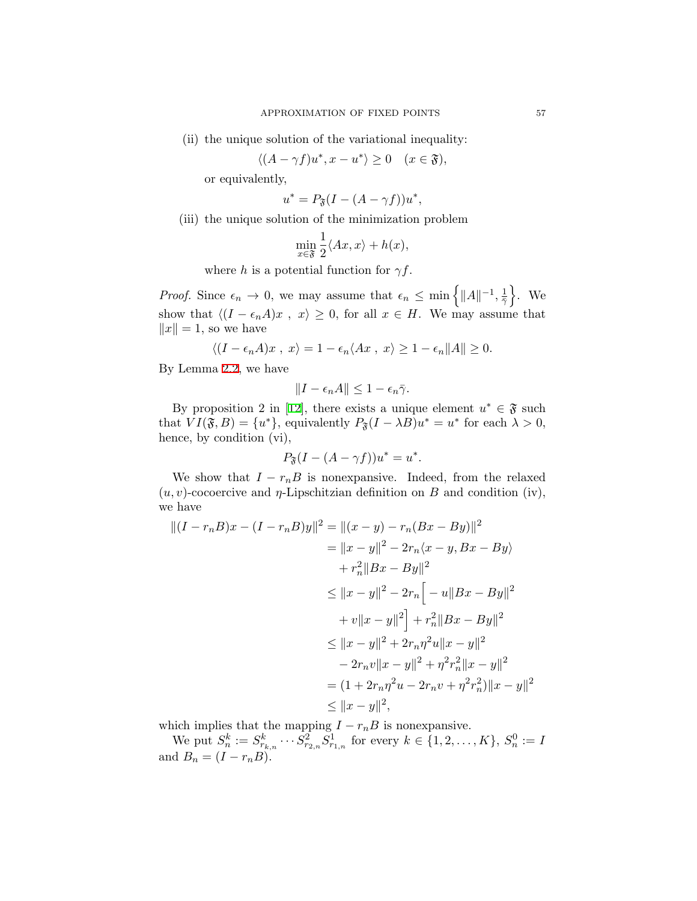(ii) the unique solution of the variational inequality:

$$\langle (A-\gamma f)u^*, x-u^*\rangle \geq 0 \quad (x\in \mathfrak{F}),$$

or equivalently,

$$u^* = P_{\mathfrak{F}}(I-(A-\gamma f))u^*,$$

(iii) the unique solution of the minimization problem

$$\min_{x\in\mathfrak{F}} \frac{1}{2}\langle Ax, x\rangle + h(x),$$

where $h$ is a potential function for $\gamma f$.

*Proof.* Since $\epsilon_n \to 0$, we may assume that $\epsilon_n \leq \min\left\{\|A\|^{-1}, \frac{1}{\bar{\gamma}}\right\}$. We show that $\langle (I-\epsilon_n A)x\ ,\ x\rangle \geq 0$, for all $x\in H$. We may assume that $\|x\|=1$, so we have

$$\langle (I-\epsilon_n A)x\ ,\ x\rangle = 1-\epsilon_n\langle Ax\ ,\ x\rangle \geq 1-\epsilon_n\|A\| \geq 0.$$

By Lemma 2.2, we have

$$\|I-\epsilon_n A\| \leq 1-\epsilon_n\bar{\gamma}.$$

By proposition 2 in [12], there exists a unique element $u^*\in\mathfrak{F}$ such that $VI(\mathfrak{F}, B)=\{u^*\}$, equivalently $P_{\mathfrak{F}}(I-\lambda B)u^* = u^*$ for each $\lambda>0$, hence, by condition (vi),

$$P_{\mathfrak{F}}(I-(A-\gamma f))u^* = u^*.$$

We show that $I-r_nB$ is nonexpansive. Indeed, from the relaxed $(u,v)$-cocoercive and $\eta$-Lipschitzian definition on $B$ and condition (iv), we have

$$\begin{aligned}
\|(I-r_nB)x-(I-r_nB)y\|^2 &= \|(x-y)-r_n(Bx-By)\|^2\\
&= \|x-y\|^2 - 2r_n\langle x-y, Bx-By\rangle\\
&\quad + r_n^2\|Bx-By\|^2\\
&\leq \|x-y\|^2 - 2r_n\Big[-u\|Bx-By\|^2\\
&\quad + v\|x-y\|^2\Big] + r_n^2\|Bx-By\|^2\\
&\leq \|x-y\|^2 + 2r_n\eta^2u\|x-y\|^2\\
&\quad - 2r_nv\|x-y\|^2 + \eta^2r_n^2\|x-y\|^2\\
&= (1+2r_n\eta^2u - 2r_nv + \eta^2r_n^2)\|x-y\|^2\\
&\leq \|x-y\|^2,
\end{aligned}$$

which implies that the mapping $I-r_nB$ is nonexpansive.

We put $S_n^k := S^k_{r_{k,n}}\cdots S^2_{r_{2,n}}S^1_{r_{1,n}}$ for every $k\in\{1,2,\ldots,K\}$, $S_n^0 := I$ and $B_n = (I-r_nB)$.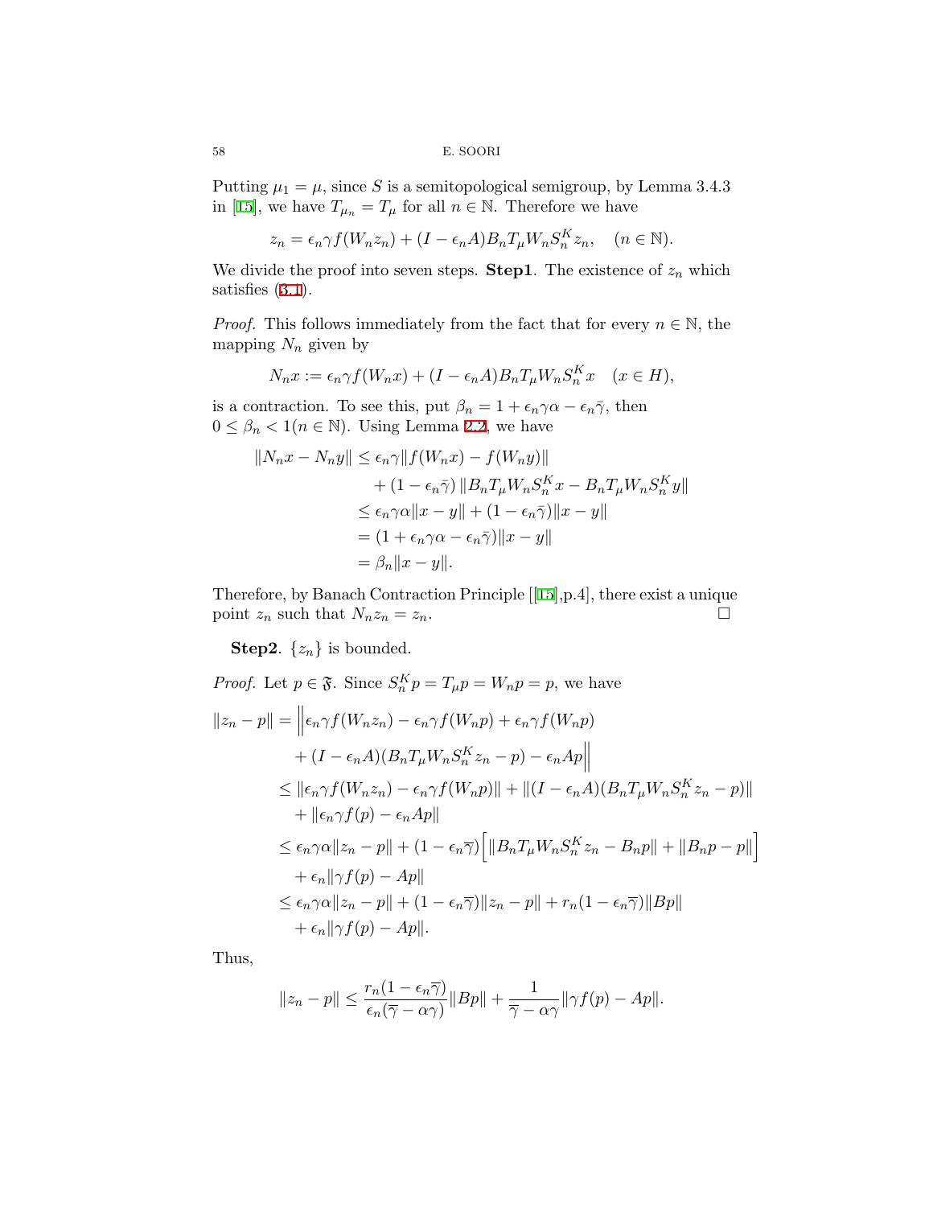Putting $\mu_1 = \mu$, since $S$ is a semitopological semigroup, by Lemma 3.4.3 in [15], we have $T_{\mu_n} = T_\mu$ for all $n \in \mathbb{N}$. Therefore we have

$$z_n = \epsilon_n \gamma f(W_n z_n) + (I - \epsilon_n A) B_n T_\mu W_n S_n^K z_n, \quad (n \in \mathbb{N}).$$

We divide the proof into seven steps. **Step1**. The existence of $z_n$ which satisfies (3.1).

*Proof.* This follows immediately from the fact that for every $n \in \mathbb{N}$, the mapping $N_n$ given by

$$N_n x := \epsilon_n \gamma f(W_n x) + (I - \epsilon_n A) B_n T_\mu W_n S_n^K x \quad (x \in H),$$

is a contraction. To see this, put $\beta_n = 1 + \epsilon_n \gamma \alpha - \epsilon_n \bar{\gamma}$, then $0 \le \beta_n < 1 (n \in \mathbb{N})$. Using Lemma 2.2, we have

$$\begin{aligned}
\|N_n x - N_n y\| &\le \epsilon_n \gamma \|f(W_n x) - f(W_n y)\| \\
&\quad + (1 - \epsilon_n \bar{\gamma}) \|B_n T_\mu W_n S_n^K x - B_n T_\mu W_n S_n^K y\| \\
&\le \epsilon_n \gamma \alpha \|x - y\| + (1 - \epsilon_n \bar{\gamma}) \|x - y\| \\
&= (1 + \epsilon_n \gamma \alpha - \epsilon_n \bar{\gamma}) \|x - y\| \\
&= \beta_n \|x - y\|.
\end{aligned}$$

Therefore, by Banach Contraction Principle [[15],p.4], there exist a unique point $z_n$ such that $N_n z_n = z_n$. □

**Step2**. $\{z_n\}$ is bounded.

*Proof.* Let $p \in \mathfrak{F}$. Since $S_n^K p = T_\mu p = W_n p = p$, we have

$$\begin{aligned}
\|z_n - p\| &= \Big\| \epsilon_n \gamma f(W_n z_n) - \epsilon_n \gamma f(W_n p) + \epsilon_n \gamma f(W_n p) \\
&\quad + (I - \epsilon_n A)(B_n T_\mu W_n S_n^K z_n - p) - \epsilon_n A p \Big\| \\
&\le \|\epsilon_n \gamma f(W_n z_n) - \epsilon_n \gamma f(W_n p)\| + \|(I - \epsilon_n A)(B_n T_\mu W_n S_n^K z_n - p)\| \\
&\quad + \|\epsilon_n \gamma f(p) - \epsilon_n A p\| \\
&\le \epsilon_n \gamma \alpha \|z_n - p\| + (1 - \epsilon_n \overline{\gamma}) \Big[ \|B_n T_\mu W_n S_n^K z_n - B_n p\| + \|B_n p - p\| \Big] \\
&\quad + \epsilon_n \|\gamma f(p) - A p\| \\
&\le \epsilon_n \gamma \alpha \|z_n - p\| + (1 - \epsilon_n \overline{\gamma}) \|z_n - p\| + r_n (1 - \epsilon_n \overline{\gamma}) \|B p\| \\
&\quad + \epsilon_n \|\gamma f(p) - A p\|.
\end{aligned}$$

Thus,

$$\|z_n - p\| \le \frac{r_n (1 - \epsilon_n \overline{\gamma})}{\epsilon_n (\overline{\gamma} - \alpha \gamma)} \|B p\| + \frac{1}{\overline{\gamma} - \alpha \gamma} \|\gamma f(p) - A p\|.$$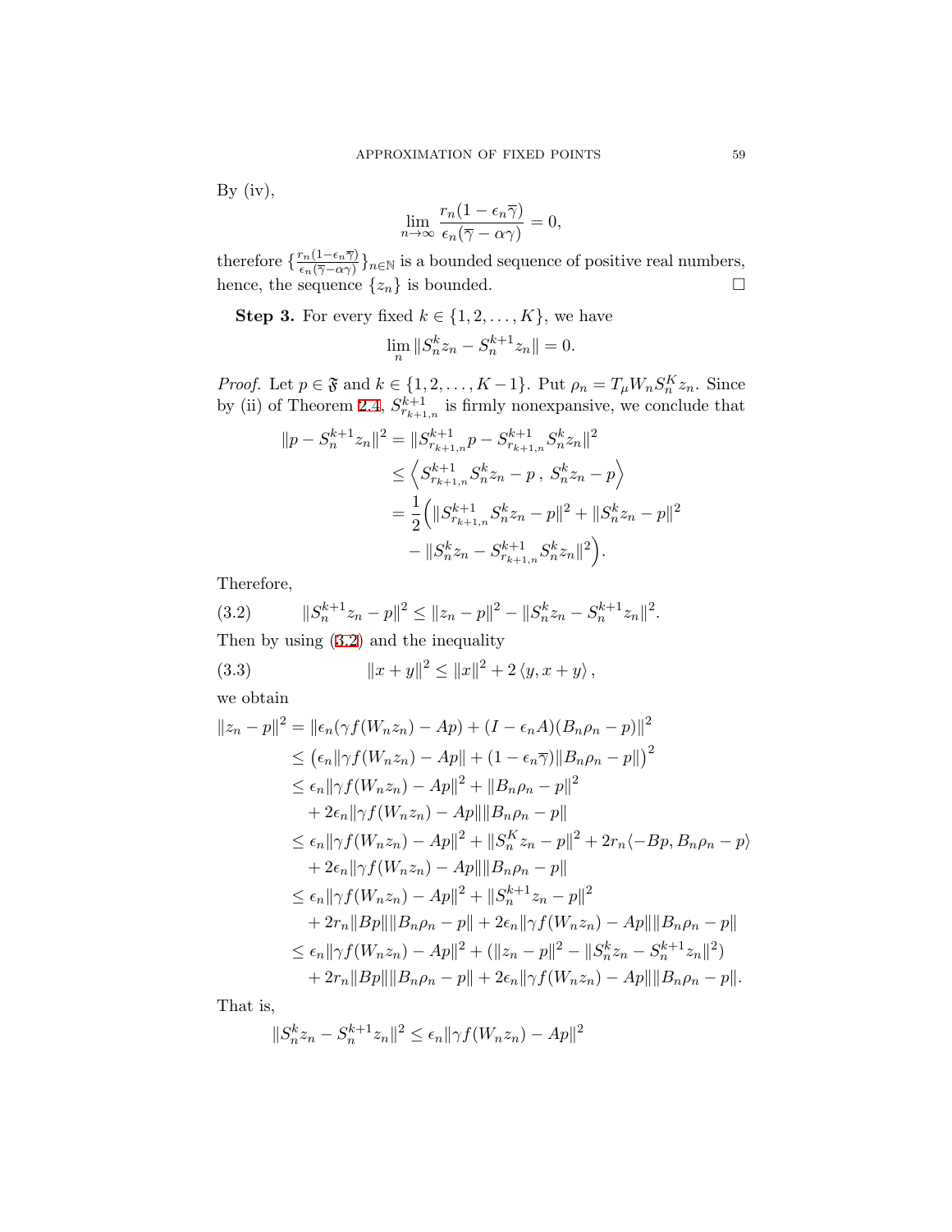By (iv),

$$\lim_{n\to\infty} \frac{r_n(1-\epsilon_n\overline{\gamma})}{\epsilon_n(\overline{\gamma}-\alpha\gamma)} = 0,$$

therefore $\{\frac{r_n(1-\epsilon_n\overline{\gamma})}{\epsilon_n(\overline{\gamma}-\alpha\gamma)}\}_{n\in\mathbb{N}}$ is a bounded sequence of positive real numbers, hence, the sequence $\{z_n\}$ is bounded. □

**Step 3.** For every fixed $k \in \{1, 2, \dots, K\}$, we have

$$\lim_n \|S_n^k z_n - S_n^{k+1} z_n\| = 0.$$

*Proof.* Let $p \in \mathfrak{F}$ and $k \in \{1, 2, \dots, K-1\}$. Put $\rho_n = T_\mu W_n S_n^K z_n$. Since by (ii) of Theorem 2.4, $S_{r_{k+1,n}}^{k+1}$ is firmly nonexpansive, we conclude that

$$\begin{aligned}
\|p - S_n^{k+1} z_n\|^2 &= \|S_{r_{k+1,n}}^{k+1} p - S_{r_{k+1,n}}^{k+1} S_n^k z_n\|^2 \\
&\leq \left\langle S_{r_{k+1,n}}^{k+1} S_n^k z_n - p \, , \, S_n^k z_n - p \right\rangle \\
&= \frac{1}{2}\Big( \|S_{r_{k+1,n}}^{k+1} S_n^k z_n - p\|^2 + \|S_n^k z_n - p\|^2 \\
&\quad - \|S_n^k z_n - S_{r_{k+1,n}}^{k+1} S_n^k z_n\|^2 \Big).
\end{aligned}$$

Therefore,

$$\|S_n^{k+1} z_n - p\|^2 \leq \|z_n - p\|^2 - \|S_n^k z_n - S_n^{k+1} z_n\|^2. \tag{3.2}$$

Then by using (3.2) and the inequality

$$\|x+y\|^2 \leq \|x\|^2 + 2\langle y, x+y\rangle, \tag{3.3}$$

we obtain

$$\begin{aligned}
\|z_n - p\|^2 &= \|\epsilon_n(\gamma f(W_n z_n) - Ap) + (I - \epsilon_n A)(B_n \rho_n - p)\|^2 \\
&\leq \big( \epsilon_n \|\gamma f(W_n z_n) - Ap\| + (1 - \epsilon_n \overline{\gamma}) \|B_n \rho_n - p\| \big)^2 \\
&\leq \epsilon_n \|\gamma f(W_n z_n) - Ap\|^2 + \|B_n \rho_n - p\|^2 \\
&\quad + 2\epsilon_n \|\gamma f(W_n z_n) - Ap\| \|B_n \rho_n - p\| \\
&\leq \epsilon_n \|\gamma f(W_n z_n) - Ap\|^2 + \|S_n^K z_n - p\|^2 + 2r_n \langle -Bp, B_n \rho_n - p\rangle \\
&\quad + 2\epsilon_n \|\gamma f(W_n z_n) - Ap\| \|B_n \rho_n - p\| \\
&\leq \epsilon_n \|\gamma f(W_n z_n) - Ap\|^2 + \|S_n^{k+1} z_n - p\|^2 \\
&\quad + 2r_n \|Bp\| \|B_n \rho_n - p\| + 2\epsilon_n \|\gamma f(W_n z_n) - Ap\| \|B_n \rho_n - p\| \\
&\leq \epsilon_n \|\gamma f(W_n z_n) - Ap\|^2 + (\|z_n - p\|^2 - \|S_n^k z_n - S_n^{k+1} z_n\|^2) \\
&\quad + 2r_n \|Bp\| \|B_n \rho_n - p\| + 2\epsilon_n \|\gamma f(W_n z_n) - Ap\| \|B_n \rho_n - p\|.
\end{aligned}$$

That is,

$$\|S_n^k z_n - S_n^{k+1} z_n\|^2 \leq \epsilon_n \|\gamma f(W_n z_n) - Ap\|^2$$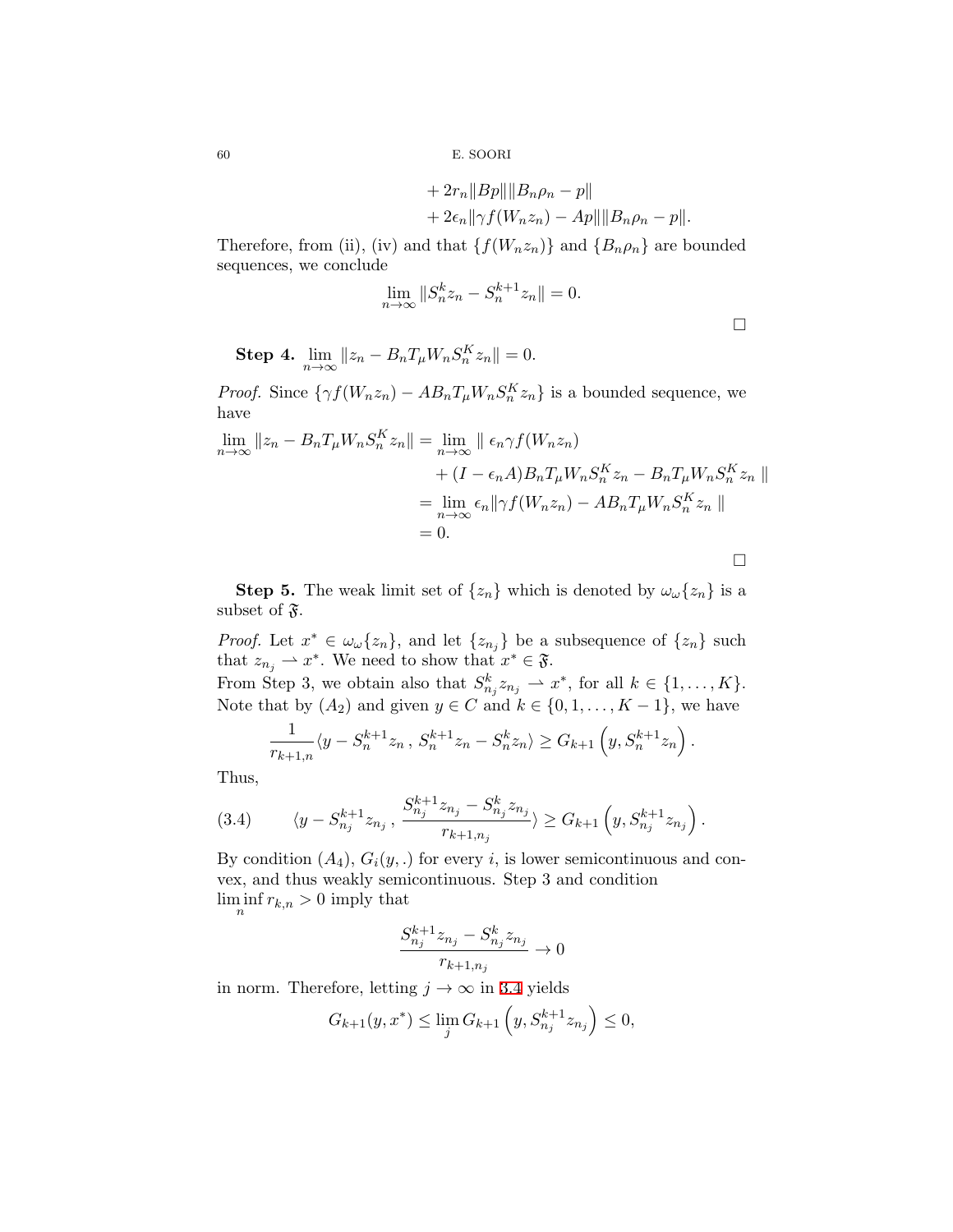$$
\begin{aligned}
&+ 2r_n\|Bp\|\|B_n\rho_n - p\| \\
&+ 2\epsilon_n\|\gamma f(W_n z_n) - Ap\|\|B_n\rho_n - p\|.
\end{aligned}
$$

Therefore, from (ii), (iv) and that $\{f(W_n z_n)\}$ and $\{B_n\rho_n\}$ are bounded sequences, we conclude

$$
\lim_{n\to\infty} \|S_n^k z_n - S_n^{k+1} z_n\| = 0.
$$

□

**Step 4.** $\lim_{n\to\infty} \|z_n - B_n T_\mu W_n S_n^K z_n\| = 0.$

*Proof.* Since $\{\gamma f(W_n z_n) - AB_n T_\mu W_n S_n^K z_n\}$ is a bounded sequence, we have

$$
\begin{aligned}
\lim_{n\to\infty} \|z_n - B_n T_\mu W_n S_n^K z_n\| &= \lim_{n\to\infty} \| \epsilon_n \gamma f(W_n z_n) \\
&\quad + (I - \epsilon_n A) B_n T_\mu W_n S_n^K z_n - B_n T_\mu W_n S_n^K z_n \| \\
&= \lim_{n\to\infty} \epsilon_n \|\gamma f(W_n z_n) - AB_n T_\mu W_n S_n^K z_n \| \\
&= 0.
\end{aligned}
$$

□

**Step 5.** The weak limit set of $\{z_n\}$ which is denoted by $\omega_\omega\{z_n\}$ is a subset of $\mathfrak{F}$.

*Proof.* Let $x^* \in \omega_\omega\{z_n\}$, and let $\{z_{n_j}\}$ be a subsequence of $\{z_n\}$ such that $z_{n_j} \rightharpoonup x^*$. We need to show that $x^* \in \mathfrak{F}$.
From Step 3, we obtain also that $S_{n_j}^k z_{n_j} \rightharpoonup x^*$, for all $k \in \{1, \ldots, K\}$. Note that by $(A_2)$ and given $y \in C$ and $k \in \{0, 1, \ldots, K-1\}$, we have

$$
\frac{1}{r_{k+1,n}} \langle y - S_n^{k+1} z_n \, , \, S_n^{k+1} z_n - S_n^k z_n \rangle \geq G_{k+1}\left(y, S_n^{k+1} z_n\right).
$$

Thus,

$$
\langle y - S_{n_j}^{k+1} z_{n_j} \, , \, \frac{S_{n_j}^{k+1} z_{n_j} - S_{n_j}^k z_{n_j}}{r_{k+1,n_j}} \rangle \geq G_{k+1}\left(y, S_{n_j}^{k+1} z_{n_j}\right). \tag{3.4}
$$

By condition $(A_4)$, $G_i(y, .)$ for every $i$, is lower semicontinuous and convex, and thus weakly semicontinuous. Step 3 and condition $\liminf_n r_{k,n} > 0$ imply that

$$
\frac{S_{n_j}^{k+1} z_{n_j} - S_{n_j}^k z_{n_j}}{r_{k+1,n_j}} \to 0
$$

in norm. Therefore, letting $j \to \infty$ in 3.4 yields

$$
G_{k+1}(y, x^*) \leq \lim_j G_{k+1}\left(y, S_{n_j}^{k+1} z_{n_j}\right) \leq 0,
$$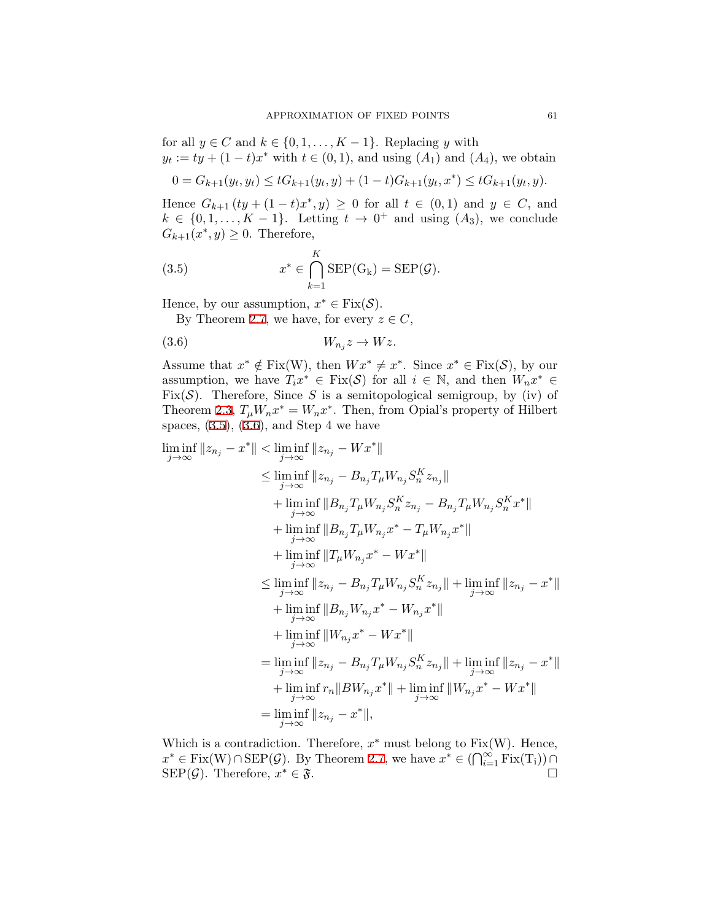for all $y \in C$ and $k \in \{0, 1, \ldots, K-1\}$. Replacing $y$ with $y_t := ty + (1-t)x^*$ with $t \in (0,1)$, and using $(A_1)$ and $(A_4)$, we obtain

$$0 = G_{k+1}(y_t, y_t) \leq tG_{k+1}(y_t, y) + (1-t)G_{k+1}(y_t, x^*) \leq tG_{k+1}(y_t, y).$$

Hence $G_{k+1}(ty + (1-t)x^*, y) \geq 0$ for all $t \in (0,1)$ and $y \in C$, and $k \in \{0, 1, \ldots, K-1\}$. Letting $t \to 0^+$ and using $(A_3)$, we conclude $G_{k+1}(x^*, y) \geq 0$. Therefore,

$$x^* \in \bigcap_{k=1}^{K} \mathrm{SEP(G_k)} = \mathrm{SEP}(\mathcal{G}). \tag{3.5}$$

Hence, by our assumption, $x^* \in \mathrm{Fix}(\mathcal{S})$.

By Theorem 2.7, we have, for every $z \in C$,

$$W_{n_j} z \to Wz. \tag{3.6}$$

Assume that $x^* \notin \mathrm{Fix(W)}$, then $Wx^* \neq x^*$. Since $x^* \in \mathrm{Fix}(\mathcal{S})$, by our assumption, we have $T_i x^* \in \mathrm{Fix}(\mathcal{S})$ for all $i \in \mathbb{N}$, and then $W_n x^* \in \mathrm{Fix}(\mathcal{S})$. Therefore, Since $S$ is a semitopological semigroup, by (iv) of Theorem 2.3, $T_\mu W_n x^* = W_n x^*$. Then, from Opial's property of Hilbert spaces, (3.5), (3.6), and Step 4 we have

$$\begin{aligned}
\liminf_{j\to\infty} \|z_{n_j} - x^*\| &< \liminf_{j\to\infty} \|z_{n_j} - Wx^*\| \\
&\leq \liminf_{j\to\infty} \|z_{n_j} - B_{n_j} T_\mu W_{n_j} S_n^K z_{n_j}\| \\
&\quad + \liminf_{j\to\infty} \|B_{n_j} T_\mu W_{n_j} S_n^K z_{n_j} - B_{n_j} T_\mu W_{n_j} S_n^K x^*\| \\
&\quad + \liminf_{j\to\infty} \|B_{n_j} T_\mu W_{n_j} x^* - T_\mu W_{n_j} x^*\| \\
&\quad + \liminf_{j\to\infty} \|T_\mu W_{n_j} x^* - Wx^*\| \\
&\leq \liminf_{j\to\infty} \|z_{n_j} - B_{n_j} T_\mu W_{n_j} S_n^K z_{n_j}\| + \liminf_{j\to\infty} \|z_{n_j} - x^*\| \\
&\quad + \liminf_{j\to\infty} \|B_{n_j} W_{n_j} x^* - W_{n_j} x^*\| \\
&\quad + \liminf_{j\to\infty} \|W_{n_j} x^* - Wx^*\| \\
&= \liminf_{j\to\infty} \|z_{n_j} - B_{n_j} T_\mu W_{n_j} S_n^K z_{n_j}\| + \liminf_{j\to\infty} \|z_{n_j} - x^*\| \\
&\quad + \liminf_{j\to\infty} r_n \|BW_{n_j} x^*\| + \liminf_{j\to\infty} \|W_{n_j} x^* - Wx^*\| \\
&= \liminf_{j\to\infty} \|z_{n_j} - x^*\|,
\end{aligned}$$

Which is a contradiction. Therefore, $x^*$ must belong to $\mathrm{Fix(W)}$. Hence, $x^* \in \mathrm{Fix(W)} \cap \mathrm{SEP}(\mathcal{G})$. By Theorem 2.7, we have $x^* \in (\bigcap_{i=1}^{\infty} \mathrm{Fix(T_i)}) \cap \mathrm{SEP}(\mathcal{G})$. Therefore, $x^* \in \mathfrak{F}$. $\square$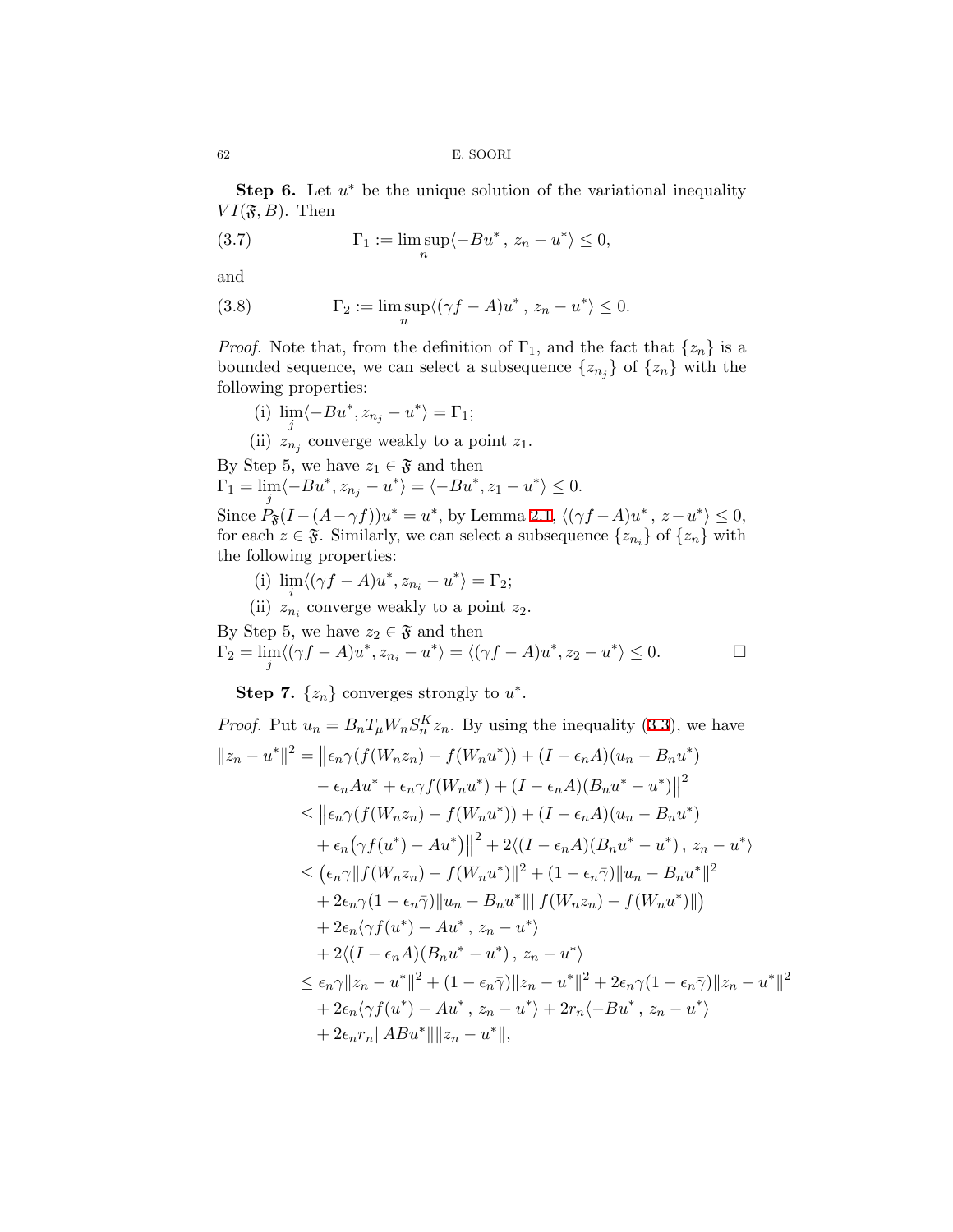**Step 6.** Let $u^*$ be the unique solution of the variational inequality $VI(\mathfrak{F}, B)$. Then

$$\Gamma_1 := \limsup_n \langle -Bu^*,\, z_n - u^* \rangle \leq 0, \tag{3.7}$$

and

$$\Gamma_2 := \limsup_n \langle (\gamma f - A)u^*,\, z_n - u^* \rangle \leq 0. \tag{3.8}$$

*Proof.* Note that, from the definition of $\Gamma_1$, and the fact that $\{z_n\}$ is a bounded sequence, we can select a subsequence $\{z_{n_j}\}$ of $\{z_n\}$ with the following properties:

(i) $\lim_j \langle -Bu^*, z_{n_j} - u^* \rangle = \Gamma_1$;

(ii) $z_{n_j}$ converge weakly to a point $z_1$.

By Step 5, we have $z_1 \in \mathfrak{F}$ and then
$\Gamma_1 = \lim_j \langle -Bu^*, z_{n_j} - u^* \rangle = \langle -Bu^*, z_1 - u^* \rangle \leq 0.$
Since $P_{\mathfrak{F}}(I - (A - \gamma f))u^* = u^*$, by Lemma 2.1, $\langle (\gamma f - A)u^*,\, z - u^* \rangle \leq 0$, for each $z \in \mathfrak{F}$. Similarly, we can select a subsequence $\{z_{n_i}\}$ of $\{z_n\}$ with the following properties:

(i) $\lim_i \langle (\gamma f - A)u^*, z_{n_i} - u^* \rangle = \Gamma_2$;

(ii) $z_{n_i}$ converge weakly to a point $z_2$.

By Step 5, we have $z_2 \in \mathfrak{F}$ and then
$\Gamma_2 = \lim_j \langle (\gamma f - A)u^*, z_{n_i} - u^* \rangle = \langle (\gamma f - A)u^*, z_2 - u^* \rangle \leq 0.$ $\square$

**Step 7.** $\{z_n\}$ converges strongly to $u^*$.

*Proof.* Put $u_n = B_n T_\mu W_n S_n^K z_n$. By using the inequality (3.3), we have

$$\begin{aligned}
\|z_n - u^*\|^2 &= \big\| \epsilon_n \gamma (f(W_n z_n) - f(W_n u^*)) + (I - \epsilon_n A)(u_n - B_n u^*) \\
&\quad - \epsilon_n A u^* + \epsilon_n \gamma f(W_n u^*) + (I - \epsilon_n A)(B_n u^* - u^*) \big\|^2 \\
&\leq \big\| \epsilon_n \gamma (f(W_n z_n) - f(W_n u^*)) + (I - \epsilon_n A)(u_n - B_n u^*) \\
&\quad + \epsilon_n \big( \gamma f(u^*) - A u^* \big) \big\|^2 + 2\langle (I - \epsilon_n A)(B_n u^* - u^*),\, z_n - u^* \rangle \\
&\leq \big( \epsilon_n \gamma \|f(W_n z_n) - f(W_n u^*)\|^2 + (1 - \epsilon_n \bar{\gamma}) \|u_n - B_n u^*\|^2 \\
&\quad + 2\epsilon_n \gamma (1 - \epsilon_n \bar{\gamma}) \|u_n - B_n u^*\| \|f(W_n z_n) - f(W_n u^*)\| \big) \\
&\quad + 2\epsilon_n \langle \gamma f(u^*) - A u^*,\, z_n - u^* \rangle \\
&\quad + 2\langle (I - \epsilon_n A)(B_n u^* - u^*),\, z_n - u^* \rangle \\
&\leq \epsilon_n \gamma \|z_n - u^*\|^2 + (1 - \epsilon_n \bar{\gamma}) \|z_n - u^*\|^2 + 2\epsilon_n \gamma (1 - \epsilon_n \bar{\gamma}) \|z_n - u^*\|^2 \\
&\quad + 2\epsilon_n \langle \gamma f(u^*) - A u^*,\, z_n - u^* \rangle + 2 r_n \langle -B u^*,\, z_n - u^* \rangle \\
&\quad + 2\epsilon_n r_n \|A B u^*\| \|z_n - u^*\|,
\end{aligned}$$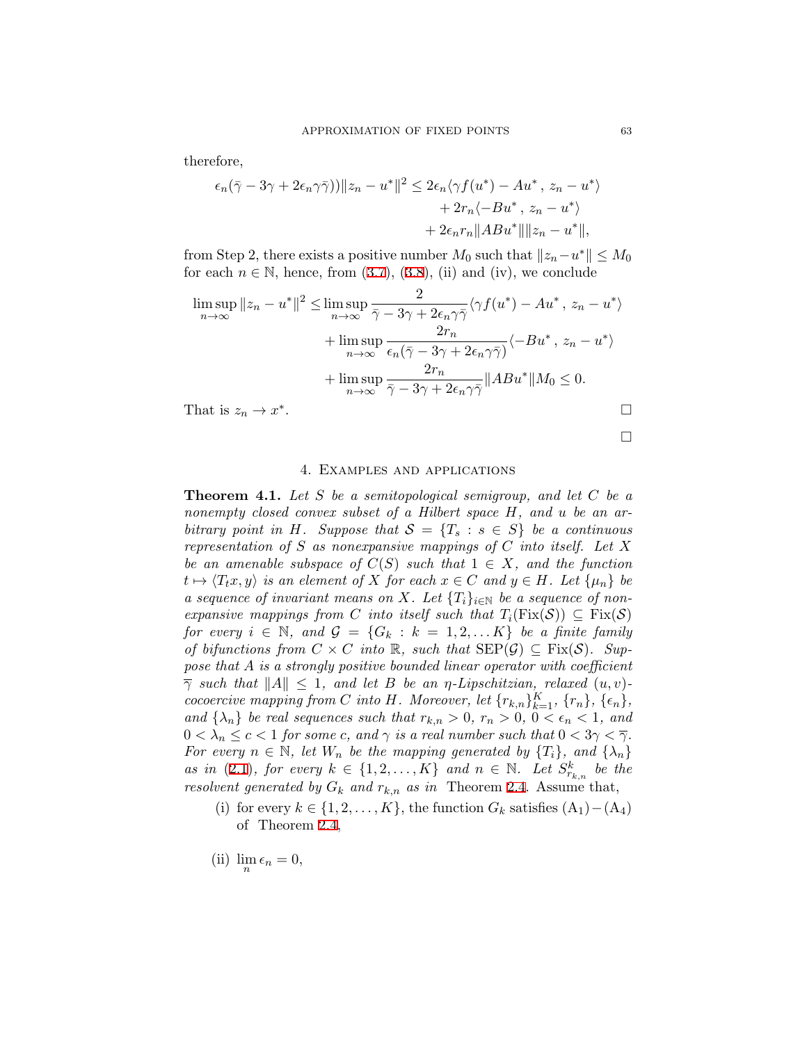therefore,

$$\begin{aligned}
\epsilon_n(\bar{\gamma} - 3\gamma + 2\epsilon_n\gamma\bar{\gamma}))\|z_n - u^*\|^2 \leq 2\epsilon_n\langle \gamma f(u^*) - Au^*\,,\, z_n - u^*\rangle \\
+ 2r_n\langle -Bu^*\,,\, z_n - u^*\rangle \\
+ 2\epsilon_n r_n\|ABu^*\|\|z_n - u^*\|,
\end{aligned}$$

from Step 2, there exists a positive number $M_0$ such that $\|z_n - u^*\| \leq M_0$ for each $n \in \mathbb{N}$, hence, from (3.7), (3.8), (ii) and (iv), we conclude

$$\begin{aligned}
\limsup_{n\to\infty}\|z_n - u^*\|^2 \leq & \limsup_{n\to\infty}\frac{2}{\bar{\gamma} - 3\gamma + 2\epsilon_n\gamma\bar{\gamma}}\langle \gamma f(u^*) - Au^*\,,\, z_n - u^*\rangle \\
& + \limsup_{n\to\infty}\frac{2r_n}{\epsilon_n(\bar{\gamma} - 3\gamma + 2\epsilon_n\gamma\bar{\gamma})}\langle -Bu^*\,,\, z_n - u^*\rangle \\
& + \limsup_{n\to\infty}\frac{2r_n}{\bar{\gamma} - 3\gamma + 2\epsilon_n\gamma\bar{\gamma}}\|ABu^*\|M_0 \leq 0.
\end{aligned}$$

That is $z_n \to x^*$. □

□

## 4. Examples and applications

**Theorem 4.1.** *Let $S$ be a semitopological semigroup, and let $C$ be a nonempty closed convex subset of a Hilbert space $H$, and $u$ be an arbitrary point in $H$. Suppose that $\mathcal{S} = \{T_s : s \in S\}$ be a continuous representation of $S$ as nonexpansive mappings of $C$ into itself. Let $X$ be an amenable subspace of $C(S)$ such that $1 \in X$, and the function $t \mapsto \langle T_t x, y\rangle$ is an element of $X$ for each $x \in C$ and $y \in H$. Let $\{\mu_n\}$ be a sequence of invariant means on $X$. Let $\{T_i\}_{i\in\mathbb{N}}$ be a sequence of nonexpansive mappings from $C$ into itself such that $T_i(\mathrm{Fix}(\mathcal{S})) \subseteq \mathrm{Fix}(\mathcal{S})$ for every $i \in \mathbb{N}$, and $\mathcal{G} = \{G_k : k = 1, 2, \ldots K\}$ be a finite family of bifunctions from $C \times C$ into $\mathbb{R}$, such that $\mathrm{SEP}(\mathcal{G}) \subseteq \mathrm{Fix}(\mathcal{S})$. Suppose that $A$ is a strongly positive bounded linear operator with coefficient $\overline{\gamma}$ such that $\|A\| \leq 1$, and let $B$ be an $\eta$-Lipschitzian, relaxed $(u, v)$-cocoercive mapping from $C$ into $H$. Moreover, let $\{r_{k,n}\}_{k=1}^K$, $\{r_n\}$, $\{\epsilon_n\}$, and $\{\lambda_n\}$ be real sequences such that $r_{k,n} > 0$, $r_n > 0$, $0 < \epsilon_n < 1$, and $0 < \lambda_n \leq c < 1$ for some $c$, and $\gamma$ is a real number such that $0 < 3\gamma < \overline{\gamma}$. For every $n \in \mathbb{N}$, let $W_n$ be the mapping generated by $\{T_i\}$, and $\{\lambda_n\}$ as in (2.1), for every $k \in \{1, 2, \ldots, K\}$ and $n \in \mathbb{N}$. Let $S^k_{r_{k,n}}$ be the resolvent generated by $G_k$ and $r_{k,n}$ as in* Theorem 2.4. Assume that,

(i) for every $k \in \{1, 2, \ldots, K\}$, the function $G_k$ satisfies $(\mathrm{A}_1) - (\mathrm{A}_4)$ of Theorem 2.4,

(ii) $\lim_n \epsilon_n = 0$,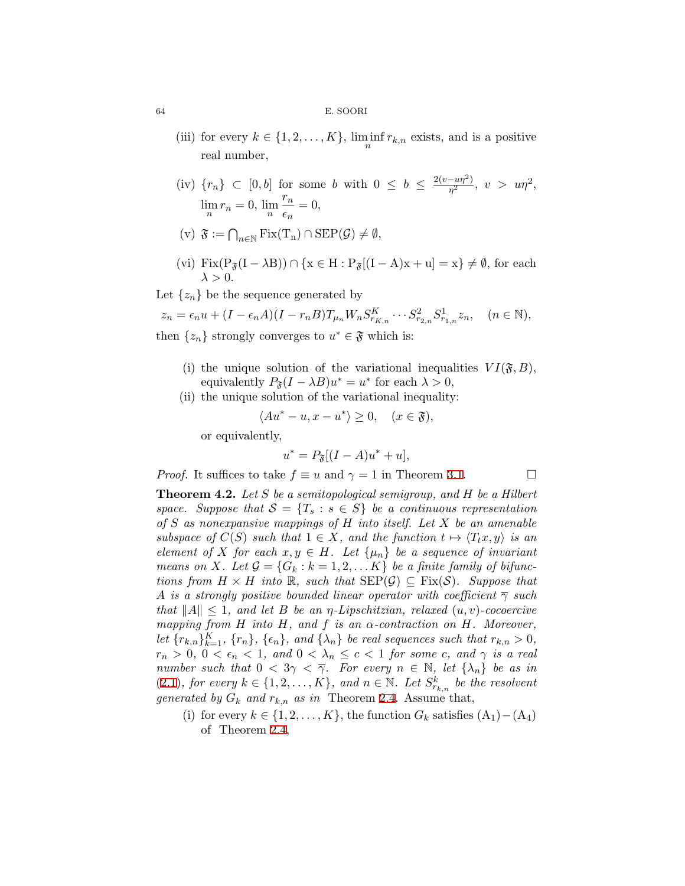(iii) for every $k \in \{1, 2, \ldots, K\}$, $\liminf_n r_{k,n}$ exists, and is a positive real number,

(iv) $\{r_n\} \subset [0, b]$ for some $b$ with $0 \leq b \leq \frac{2(v - u\eta^2)}{\eta^2}$, $v > u\eta^2$, $\lim_n r_n = 0$, $\lim_n \frac{r_n}{\epsilon_n} = 0$,

(v) $\mathfrak{F} := \bigcap_{n \in \mathbb{N}} \mathrm{Fix(T_n)} \cap \mathrm{SEP}(\mathcal{G}) \neq \emptyset$,

(vi) $\mathrm{Fix(P_{\mathfrak{F}}(I - \lambda B))} \cap \{\mathrm{x \in H : P_{\mathfrak{F}}[(I - A)x + u] = x}\} \neq \emptyset$, for each $\lambda > 0$.

Let $\{z_n\}$ be the sequence generated by

$$z_n = \epsilon_n u + (I - \epsilon_n A)(I - r_n B)T_{\mu_n} W_n S^K_{r_{K,n}} \cdots S^2_{r_{2,n}} S^1_{r_{1,n}} z_n, \quad (n \in \mathbb{N}),$$

then $\{z_n\}$ strongly converges to $u^* \in \mathfrak{F}$ which is:

(i) the unique solution of the variational inequalities $VI(\mathfrak{F}, B)$, equivalently $P_{\mathfrak{F}}(I - \lambda B)u^* = u^*$ for each $\lambda > 0$,

(ii) the unique solution of the variational inequality:

$$\langle Au^* - u, x - u^* \rangle \geq 0, \quad (x \in \mathfrak{F}),$$

or equivalently,

$$u^* = P_{\mathfrak{F}}[(I - A)u^* + u],$$

*Proof.* It suffices to take $f \equiv u$ and $\gamma = 1$ in Theorem 3.1. $\square$

**Theorem 4.2.** *Let $S$ be a semitopological semigroup, and $H$ be a Hilbert space. Suppose that $\mathcal{S} = \{T_s : s \in S\}$ be a continuous representation of $S$ as nonexpansive mappings of $H$ into itself. Let $X$ be an amenable subspace of $C(S)$ such that $1 \in X$, and the function $t \mapsto \langle T_t x, y \rangle$ is an element of $X$ for each $x, y \in H$. Let $\{\mu_n\}$ be a sequence of invariant means on $X$. Let $\mathcal{G} = \{G_k : k = 1, 2, \ldots K\}$ be a finite family of bifunctions from $H \times H$ into $\mathbb{R}$, such that $\mathrm{SEP}(\mathcal{G}) \subseteq \mathrm{Fix}(\mathcal{S})$. Suppose that $A$ is a strongly positive bounded linear operator with coefficient $\overline{\gamma}$ such that $\|A\| \leq 1$, and let $B$ be an $\eta$-Lipschitzian, relaxed $(u, v)$-cocoercive mapping from $H$ into $H$, and $f$ is an $\alpha$-contraction on $H$. Moreover, let $\{r_{k,n}\}_{k=1}^K$, $\{r_n\}$, $\{\epsilon_n\}$, and $\{\lambda_n\}$ be real sequences such that $r_{k,n} > 0$, $r_n > 0$, $0 < \epsilon_n < 1$, and $0 < \lambda_n \leq c < 1$ for some $c$, and $\gamma$ is a real number such that $0 < 3\gamma < \overline{\gamma}$. For every $n \in \mathbb{N}$, let $\{\lambda_n\}$ be as in (2.1), for every $k \in \{1, 2, \ldots, K\}$, and $n \in \mathbb{N}$. Let $S^k_{r_{k,n}}$ be the resolvent generated by $G_k$ and $r_{k,n}$ as in* Theorem 2.4. Assume that,

(i) for every $k \in \{1, 2, \ldots, K\}$, the function $G_k$ satisfies $(\mathrm{A}_1) - (\mathrm{A}_4)$ of Theorem 2.4,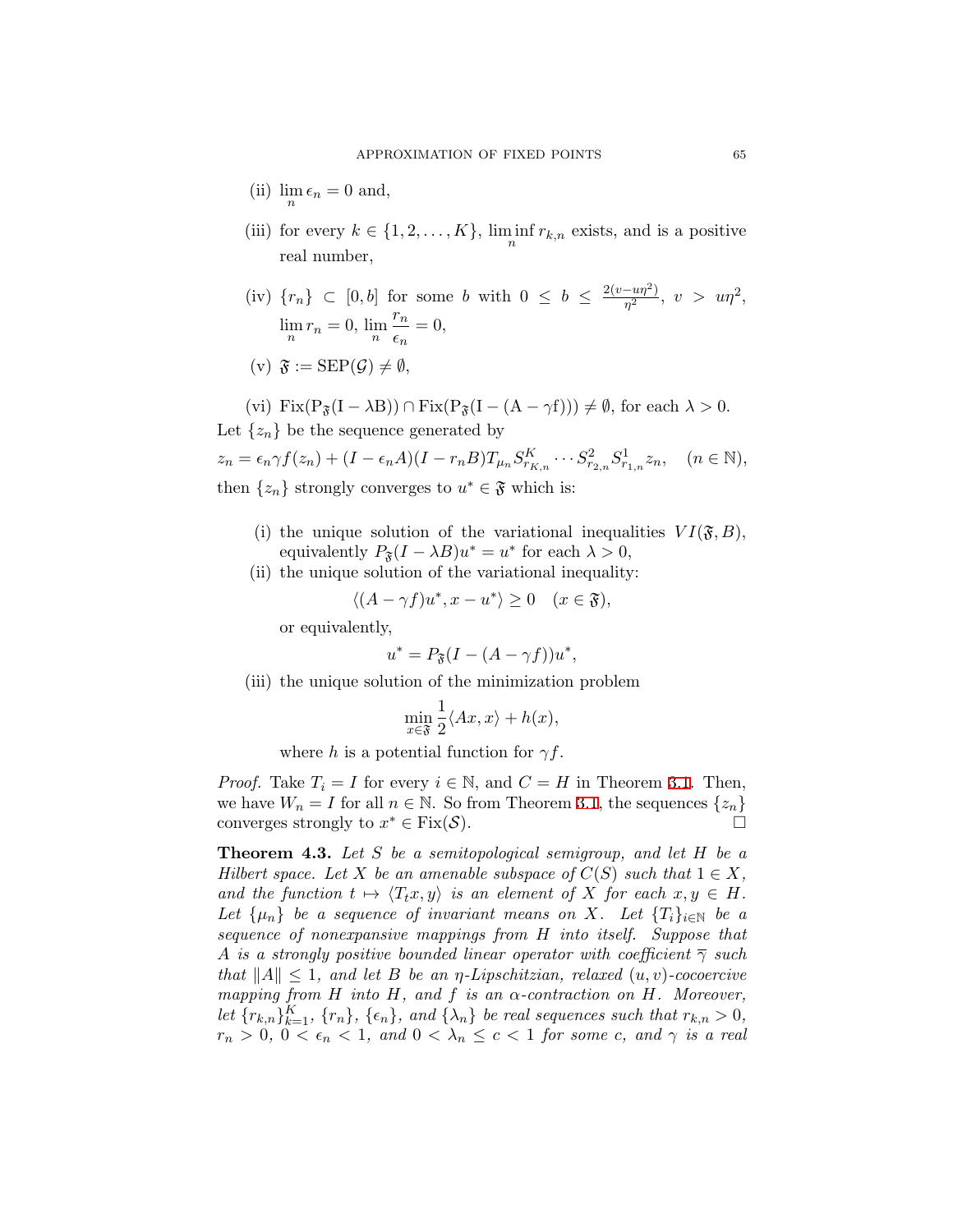(ii) $\lim_n \epsilon_n = 0$ and,

(iii) for every $k \in \{1, 2, \ldots, K\}$, $\liminf_n r_{k,n}$ exists, and is a positive real number,

(iv) $\{r_n\} \subset [0, b]$ for some $b$ with $0 \le b \le \frac{2(v - u\eta^2)}{\eta^2}$, $v > u\eta^2$, $\lim_n r_n = 0$, $\lim_n \frac{r_n}{\epsilon_n} = 0$,

(v) $\mathfrak{F} := \mathrm{SEP}(\mathcal{G}) \neq \emptyset$,

(vi) $\mathrm{Fix}(\mathrm{P}_{\mathfrak{F}}(\mathrm{I} - \lambda \mathrm{B})) \cap \mathrm{Fix}(\mathrm{P}_{\mathfrak{F}}(\mathrm{I} - (\mathrm{A} - \gamma \mathrm{f}))) \neq \emptyset$, for each $\lambda > 0$.

Let $\{z_n\}$ be the sequence generated by

$$z_n = \epsilon_n \gamma f(z_n) + (I - \epsilon_n A)(I - r_n B) T_{\mu_n} S^K_{r_{K,n}} \cdots S^2_{r_{2,n}} S^1_{r_{1,n}} z_n, \quad (n \in \mathbb{N}),$$

then $\{z_n\}$ strongly converges to $u^* \in \mathfrak{F}$ which is:

(i) the unique solution of the variational inequalities $VI(\mathfrak{F}, B)$, equivalently $P_{\mathfrak{F}}(I - \lambda B)u^* = u^*$ for each $\lambda > 0$,

(ii) the unique solution of the variational inequality:

$$\langle (A - \gamma f)u^*, x - u^* \rangle \ge 0 \quad (x \in \mathfrak{F}),$$

or equivalently,

$$u^* = P_{\mathfrak{F}}(I - (A - \gamma f))u^*,$$

(iii) the unique solution of the minimization problem

$$\min_{x \in \mathfrak{F}} \frac{1}{2} \langle Ax, x \rangle + h(x),$$

where $h$ is a potential function for $\gamma f$.

*Proof.* Take $T_i = I$ for every $i \in \mathbb{N}$, and $C = H$ in Theorem 3.1. Then, we have $W_n = I$ for all $n \in \mathbb{N}$. So from Theorem 3.1, the sequences $\{z_n\}$ converges strongly to $x^* \in \mathrm{Fix}(\mathcal{S})$. □

**Theorem 4.3.** *Let $S$ be a semitopological semigroup, and let $H$ be a Hilbert space. Let $X$ be an amenable subspace of $C(S)$ such that $1 \in X$, and the function $t \mapsto \langle T_t x, y \rangle$ is an element of $X$ for each $x, y \in H$. Let $\{\mu_n\}$ be a sequence of invariant means on $X$. Let $\{T_i\}_{i \in \mathbb{N}}$ be a sequence of nonexpansive mappings from $H$ into itself. Suppose that $A$ is a strongly positive bounded linear operator with coefficient $\overline{\gamma}$ such that $\|A\| \le 1$, and let $B$ be an $\eta$-Lipschitzian, relaxed $(u, v)$-cocoercive mapping from $H$ into $H$, and $f$ is an $\alpha$-contraction on $H$. Moreover, let $\{r_{k,n}\}_{k=1}^K$, $\{r_n\}$, $\{\epsilon_n\}$, and $\{\lambda_n\}$ be real sequences such that $r_{k,n} > 0$, $r_n > 0$, $0 < \epsilon_n < 1$, and $0 < \lambda_n \le c < 1$ for some $c$, and $\gamma$ is a real*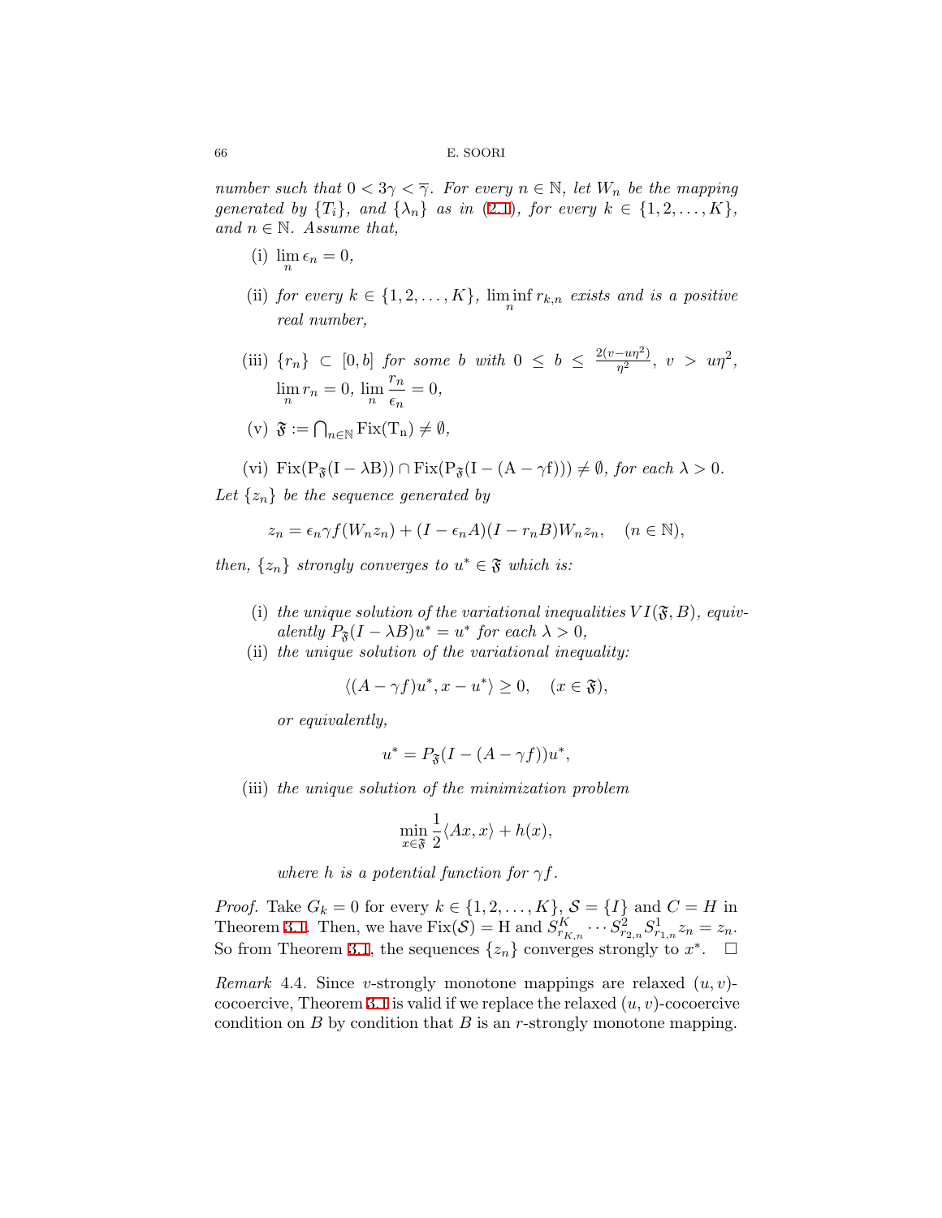*number such that $0 < 3\gamma < \overline{\gamma}$. For every $n \in \mathbb{N}$, let $W_n$ be the mapping generated by $\{T_i\}$, and $\{\lambda_n\}$ as in (2.1), for every $k \in \{1, 2, \ldots, K\}$, and $n \in \mathbb{N}$. Assume that,*

(i) $\lim_n \epsilon_n = 0$,

(ii) *for every $k \in \{1, 2, \ldots, K\}$, $\liminf_n r_{k,n}$ exists and is a positive real number,*

(iii) $\{r_n\} \subset [0, b]$ *for some $b$ with $0 \leq b \leq \frac{2(v-u\eta^2)}{\eta^2}$, $v > u\eta^2$,* $\lim_n r_n = 0$, $\lim_n \frac{r_n}{\epsilon_n} = 0$,

(v) $\mathfrak{F} := \bigcap_{n\in\mathbb{N}} \mathrm{Fix(T_n)} \neq \emptyset$,

(vi) $\mathrm{Fix(P_{\mathfrak{F}}(I - \lambda B))} \cap \mathrm{Fix(P_{\mathfrak{F}}(I - (A - \gamma f)))} \neq \emptyset$, *for each $\lambda > 0$.*

*Let $\{z_n\}$ be the sequence generated by*

$$z_n = \epsilon_n \gamma f(W_n z_n) + (I - \epsilon_n A)(I - r_n B)W_n z_n, \quad (n \in \mathbb{N}),$$

*then, $\{z_n\}$ strongly converges to $u^* \in \mathfrak{F}$ which is:*

(i) *the unique solution of the variational inequalities $VI(\mathfrak{F}, B)$, equivalently $P_{\mathfrak{F}}(I - \lambda B)u^* = u^*$ for each $\lambda > 0$,*

(ii) *the unique solution of the variational inequality:*

$$\langle (A - \gamma f)u^*, x - u^* \rangle \geq 0, \quad (x \in \mathfrak{F}),$$

*or equivalently,*

$$u^* = P_{\mathfrak{F}}(I - (A - \gamma f))u^*,$$

(iii) *the unique solution of the minimization problem*

$$\min_{x\in\mathfrak{F}} \frac{1}{2}\langle Ax, x \rangle + h(x),$$

*where $h$ is a potential function for $\gamma f$.*

*Proof.* Take $G_k = 0$ for every $k \in \{1, 2, \ldots, K\}$, $\mathcal{S} = \{I\}$ and $C = H$ in Theorem 3.1. Then, we have $\mathrm{Fix}(\mathcal{S}) = \mathrm{H}$ and $S^K_{r_{K,n}} \cdots S^2_{r_{2,n}} S^1_{r_{1,n}} z_n = z_n$. So from Theorem 3.1, the sequences $\{z_n\}$ converges strongly to $x^*$. $\square$

*Remark* 4.4. Since $v$-strongly monotone mappings are relaxed $(u, v)$-cocoercive, Theorem 3.1 is valid if we replace the relaxed $(u, v)$-cocoercive condition on $B$ by condition that $B$ is an $r$-strongly monotone mapping.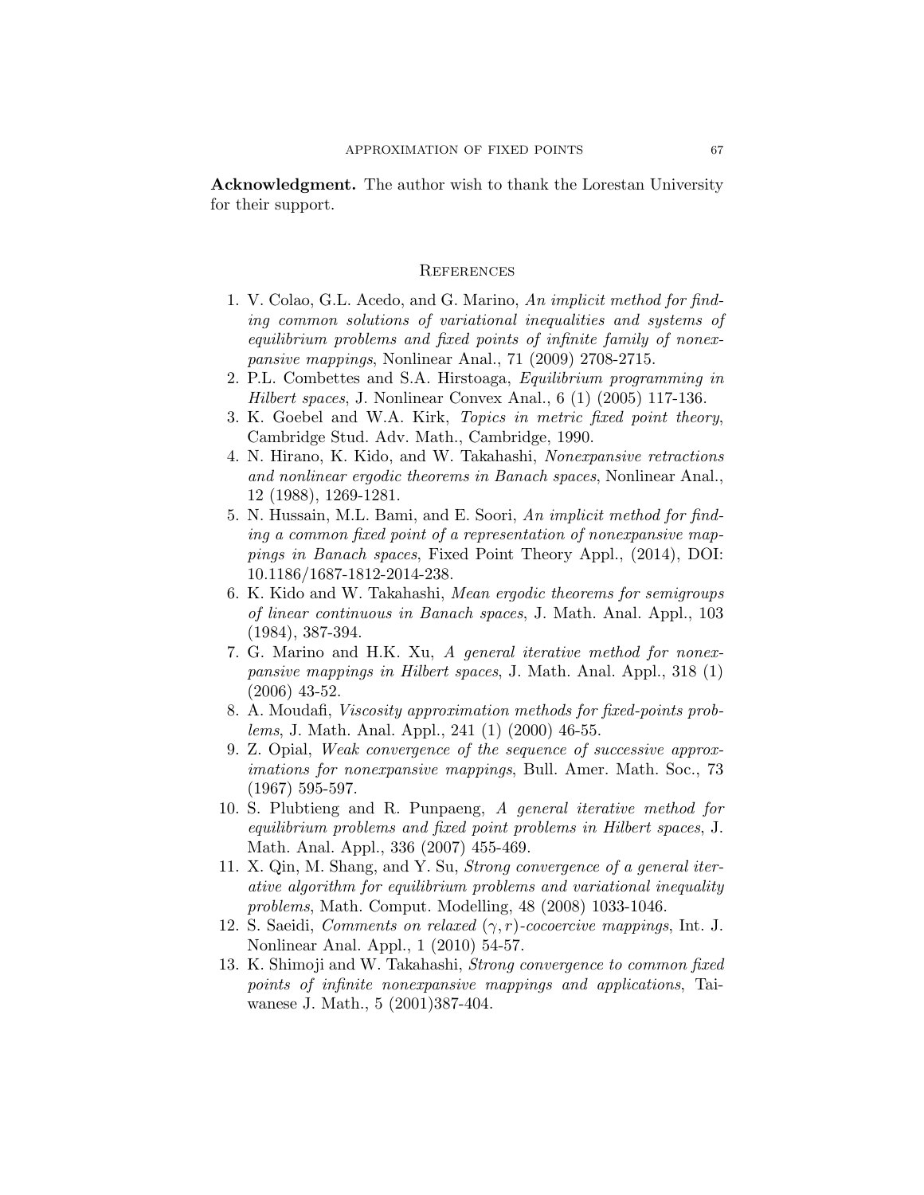**Acknowledgment.** The author wish to thank the Lorestan University for their support.

## References

1. V. Colao, G.L. Acedo, and G. Marino, *An implicit method for finding common solutions of variational inequalities and systems of equilibrium problems and fixed points of infinite family of nonexpansive mappings*, Nonlinear Anal., 71 (2009) 2708-2715.
2. P.L. Combettes and S.A. Hirstoaga, *Equilibrium programming in Hilbert spaces*, J. Nonlinear Convex Anal., 6 (1) (2005) 117-136.
3. K. Goebel and W.A. Kirk, *Topics in metric fixed point theory*, Cambridge Stud. Adv. Math., Cambridge, 1990.
4. N. Hirano, K. Kido, and W. Takahashi, *Nonexpansive retractions and nonlinear ergodic theorems in Banach spaces*, Nonlinear Anal., 12 (1988), 1269-1281.
5. N. Hussain, M.L. Bami, and E. Soori, *An implicit method for finding a common fixed point of a representation of nonexpansive mappings in Banach spaces*, Fixed Point Theory Appl., (2014), DOI: 10.1186/1687-1812-2014-238.
6. K. Kido and W. Takahashi, *Mean ergodic theorems for semigroups of linear continuous in Banach spaces*, J. Math. Anal. Appl., 103 (1984), 387-394.
7. G. Marino and H.K. Xu, *A general iterative method for nonexpansive mappings in Hilbert spaces*, J. Math. Anal. Appl., 318 (1) (2006) 43-52.
8. A. Moudafi, *Viscosity approximation methods for fixed-points problems*, J. Math. Anal. Appl., 241 (1) (2000) 46-55.
9. Z. Opial, *Weak convergence of the sequence of successive approximations for nonexpansive mappings*, Bull. Amer. Math. Soc., 73 (1967) 595-597.
10. S. Plubtieng and R. Punpaeng, *A general iterative method for equilibrium problems and fixed point problems in Hilbert spaces*, J. Math. Anal. Appl., 336 (2007) 455-469.
11. X. Qin, M. Shang, and Y. Su, *Strong convergence of a general iterative algorithm for equilibrium problems and variational inequality problems*, Math. Comput. Modelling, 48 (2008) 1033-1046.
12. S. Saeidi, *Comments on relaxed $(\gamma, r)$-cocoercive mappings*, Int. J. Nonlinear Anal. Appl., 1 (2010) 54-57.
13. K. Shimoji and W. Takahashi, *Strong convergence to common fixed points of infinite nonexpansive mappings and applications*, Taiwanese J. Math., 5 (2001)387-404.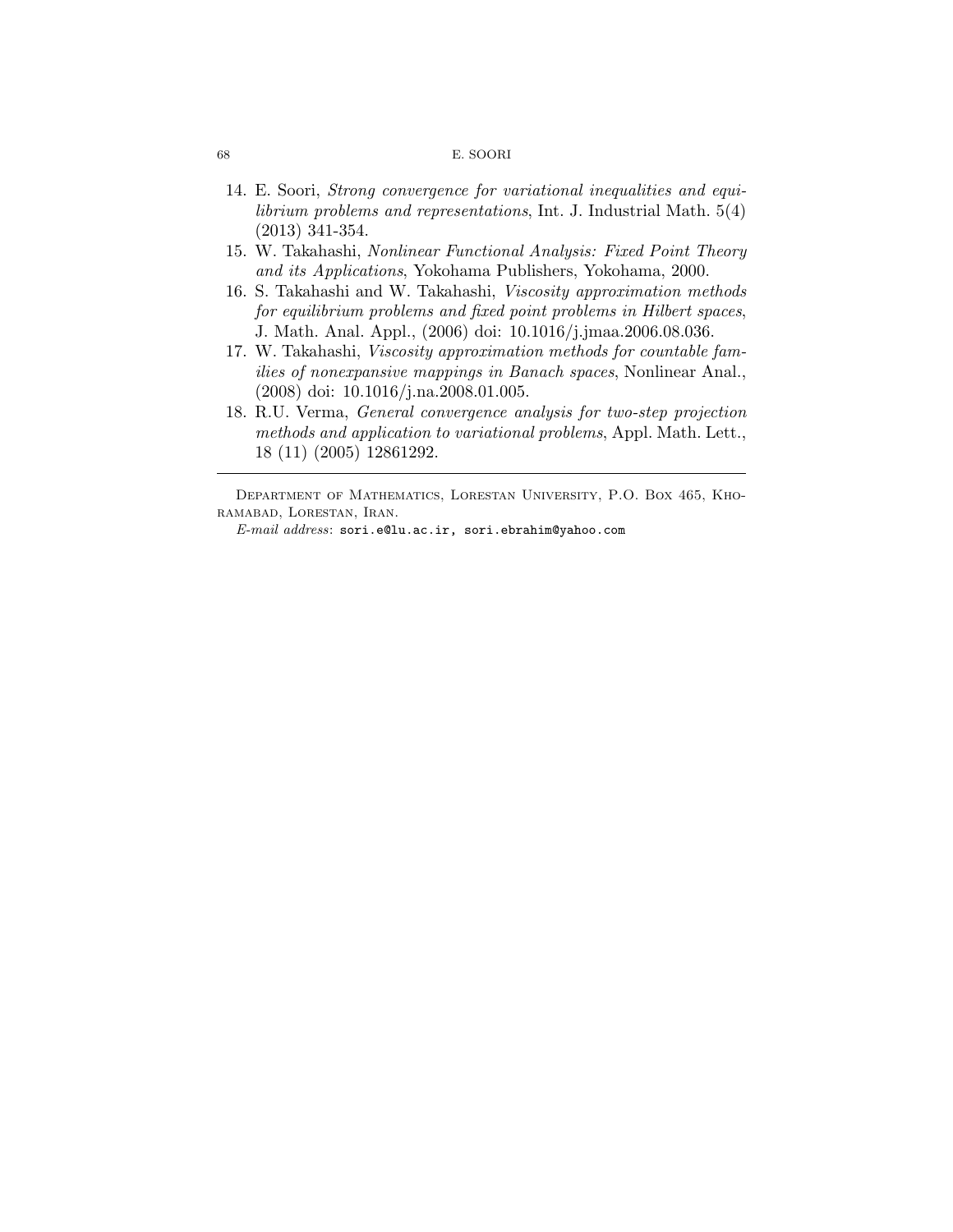14. E. Soori, *Strong convergence for variational inequalities and equilibrium problems and representations*, Int. J. Industrial Math. 5(4) (2013) 341-354.
15. W. Takahashi, *Nonlinear Functional Analysis: Fixed Point Theory and its Applications*, Yokohama Publishers, Yokohama, 2000.
16. S. Takahashi and W. Takahashi, *Viscosity approximation methods for equilibrium problems and fixed point problems in Hilbert spaces*, J. Math. Anal. Appl., (2006) doi: 10.1016/j.jmaa.2006.08.036.
17. W. Takahashi, *Viscosity approximation methods for countable families of nonexpansive mappings in Banach spaces*, Nonlinear Anal., (2008) doi: 10.1016/j.na.2008.01.005.
18. R.U. Verma, *General convergence analysis for two-step projection methods and application to variational problems*, Appl. Math. Lett., 18 (11) (2005) 12861292.

---

Department of Mathematics, Lorestan University, P.O. Box 465, Khoramabad, Lorestan, Iran.

*E-mail address*: `sori.e@lu.ac.ir, sori.ebrahim@yahoo.com`